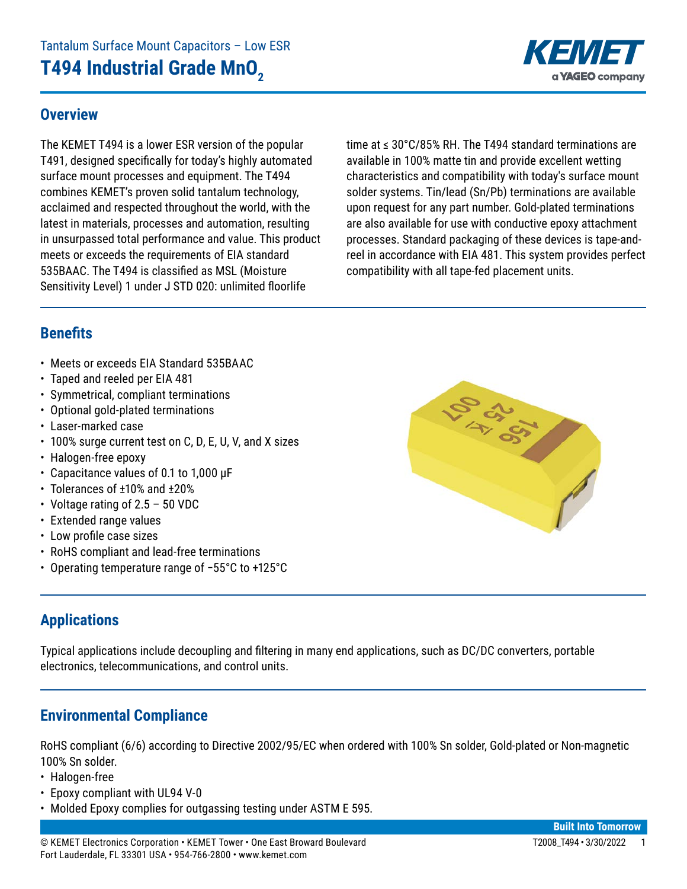Tantalum Surface Mount Capacitors – Low ESR

# T494 Industrial Grade $MnO_2$

## Overview

The KEMET T494 is a lower ESR version of the popular T491, designed specifically for today's highly automated surface mount processes and equipment. The T494 combines KEMET's proven solid tantalum technology, acclaimed and respected throughout the world, with the latest in materials, processes and automation, resulting in unsurpassed total performance and value. This product meets or exceeds the requirements of EIA standard 535BAAC. The T494 is classified as MSL (Moisture Sensitivity Level) 1 under J STD 020: unlimited floorlife time at ≤ 30°C/85% RH. The T494 standard terminations are available in 100% matte tin and provide excellent wetting characteristics and compatibility with today's surface mount solder systems. Tin/lead (Sn/Pb) terminations are available upon request for any part number. Gold-plated terminations are also available for use with conductive epoxy attachment processes. Standard packaging of these devices is tape-and-reel in accordance with EIA 481. This system provides perfect compatibility with all tape-fed placement units.

## Benefits

- Meets or exceeds EIA Standard 535BAAC
- Taped and reeled per EIA 481
- Symmetrical, compliant terminations
- Optional gold-plated terminations
- Laser-marked case
- 100% surge current test on C, D, E, U, V, and X sizes
- Halogen-free epoxy
- Capacitance values of 0.1 to 1,000 µF
- Tolerances of ±10% and ±20%
- Voltage rating of 2.5 – 50 VDC
- Extended range values
- Low profile case sizes
- RoHS compliant and lead-free terminations
- Operating temperature range of −55°C to +125°C

## Applications

Typical applications include decoupling and filtering in many end applications, such as DC/DC converters, portable electronics, telecommunications, and control units.

## Environmental Compliance

RoHS compliant (6/6) according to Directive 2002/95/EC when ordered with 100% Sn solder, Gold-plated or Non-magnetic 100% Sn solder.

- Halogen-free
- Epoxy compliant with UL94 V-0
- Molded Epoxy complies for outgassing testing under ASTM E 595.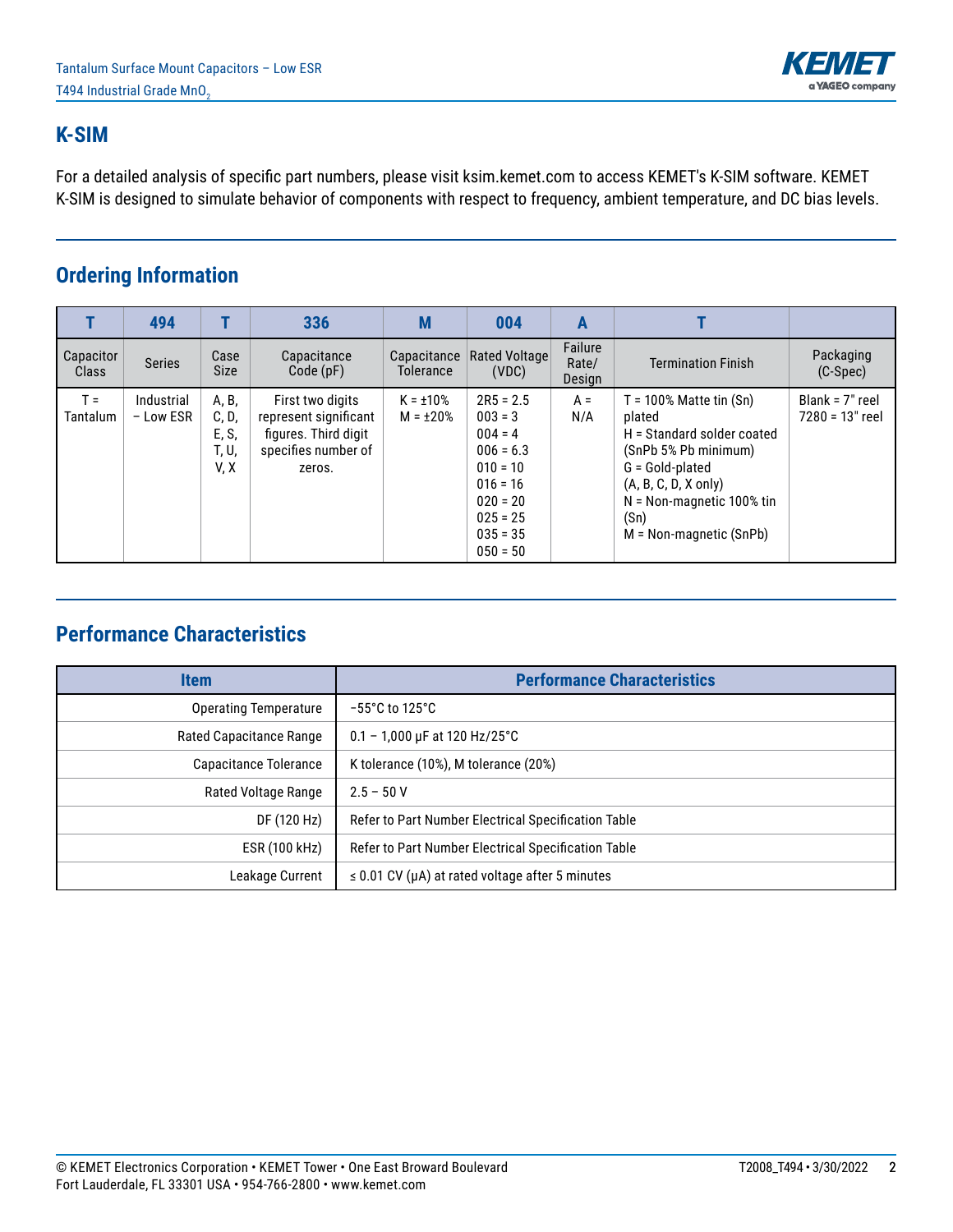## K-SIM

For a detailed analysis of specific part numbers, please visit ksim.kemet.com to access KEMET's K-SIM software. KEMET K-SIM is designed to simulate behavior of components with respect to frequency, ambient temperature, and DC bias levels.

## Ordering Information

| T | 494 | T | 336 | M | 004 | A | T | |
|---|---|---|---|---|---|---|---|---|
| Capacitor Class | Series | Case Size | Capacitance Code (pF) | Capacitance Tolerance | Rated Voltage (VDC) | Failure Rate/ Design | Termination Finish | Packaging (C-Spec) |
| T = Tantalum | Industrial – Low ESR | A, B, C, D, E, S, T, U, V, X | First two digits represent significant figures. Third digit specifies number of zeros. | K = ±10%<br>M = ±20% | 2R5 = 2.5<br>003 = 3<br>004 = 4<br>006 = 6.3<br>010 = 10<br>016 = 16<br>020 = 20<br>025 = 25<br>035 = 35<br>050 = 50 | A = N/A | T = 100% Matte tin (Sn) plated<br>H = Standard solder coated (SnPb 5% Pb minimum)<br>G = Gold-plated (A, B, C, D, X only)<br>N = Non-magnetic 100% tin (Sn)<br>M = Non-magnetic (SnPb) | Blank = 7" reel<br>7280 = 13" reel |

## Performance Characteristics

| Item | Performance Characteristics |
|---|---|
| Operating Temperature | −55°C to 125°C |
| Rated Capacitance Range | 0.1 – 1,000 µF at 120 Hz/25°C |
| Capacitance Tolerance | K tolerance (10%), M tolerance (20%) |
| Rated Voltage Range | 2.5 – 50 V |
| DF (120 Hz) | Refer to Part Number Electrical Specification Table |
| ESR (100 kHz) | Refer to Part Number Electrical Specification Table |
| Leakage Current | ≤ 0.01 CV (µA) at rated voltage after 5 minutes |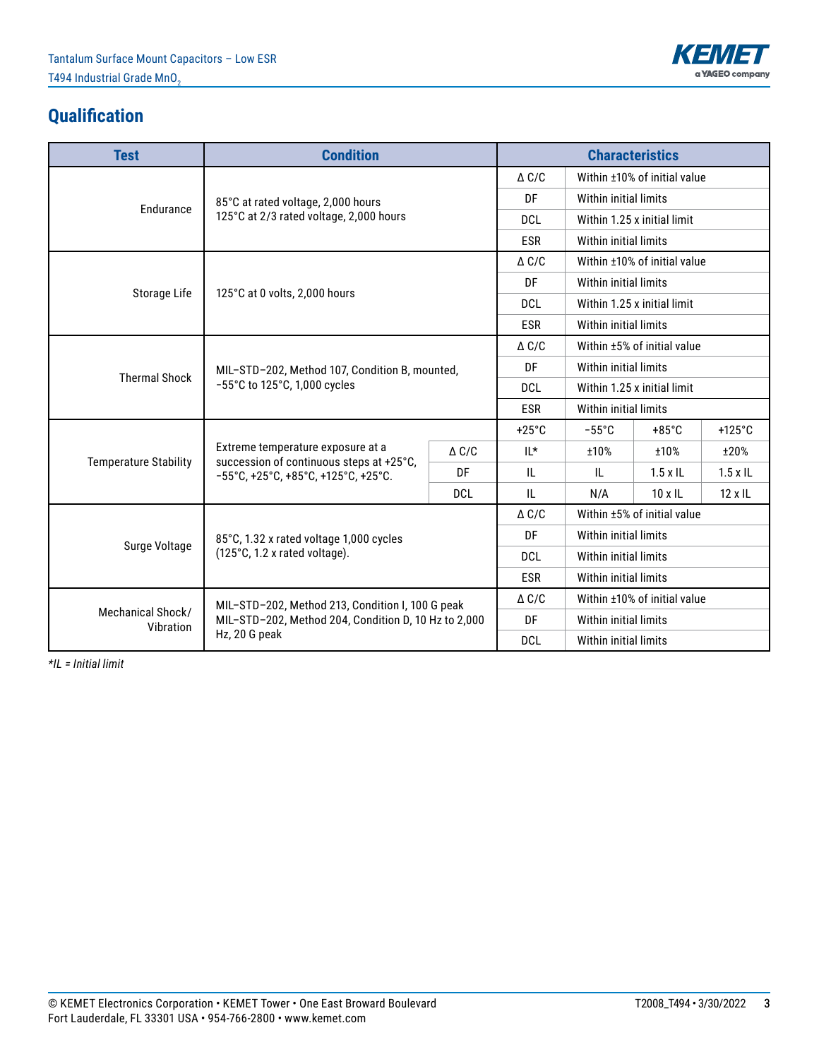## Qualification

| Test | Condition | | Characteristics | | | | |
|---|---|---|---|---|---|---|---|
| Endurance | 85°C at rated voltage, 2,000 hours<br>125°C at 2/3 rated voltage, 2,000 hours | | Δ C/C | Within ±10% of initial value | | | |
| | | | DF | Within initial limits | | | |
| | | | DCL | Within 1.25 x initial limit | | | |
| | | | ESR | Within initial limits | | | |
| Storage Life | 125°C at 0 volts, 2,000 hours | | Δ C/C | Within ±10% of initial value | | | |
| | | | DF | Within initial limits | | | |
| | | | DCL | Within 1.25 x initial limit | | | |
| | | | ESR | Within initial limits | | | |
| Thermal Shock | MIL–STD–202, Method 107, Condition B, mounted, −55°C to 125°C, 1,000 cycles | | Δ C/C | Within ±5% of initial value | | | |
| | | | DF | Within initial limits | | | |
| | | | DCL | Within 1.25 x initial limit | | | |
| | | | ESR | Within initial limits | | | |
| Temperature Stability | Extreme temperature exposure at a succession of continuous steps at +25°C, −55°C, +25°C, +85°C, +125°C, +25°C. | | +25°C | −55°C | +85°C | +125°C | |
| | | Δ C/C | IL* | ±10% | ±10% | ±20% | |
| | | DF | IL | IL | 1.5 x IL | 1.5 x IL | |
| | | DCL | IL | N/A | 10 x IL | 12 x IL | |
| Surge Voltage | 85°C, 1.32 x rated voltage 1,000 cycles (125°C, 1.2 x rated voltage). | | Δ C/C | Within ±5% of initial value | | | |
| | | | DF | Within initial limits | | | |
| | | | DCL | Within initial limits | | | |
| | | | ESR | Within initial limits | | | |
| Mechanical Shock/ Vibration | MIL–STD–202, Method 213, Condition I, 100 G peak<br>MIL–STD–202, Method 204, Condition D, 10 Hz to 2,000 Hz, 20 G peak | | Δ C/C | Within ±10% of initial value | | | |
| | | | DF | Within initial limits | | | |
| | | | DCL | Within initial limits | | | |

*\*IL = Initial limit*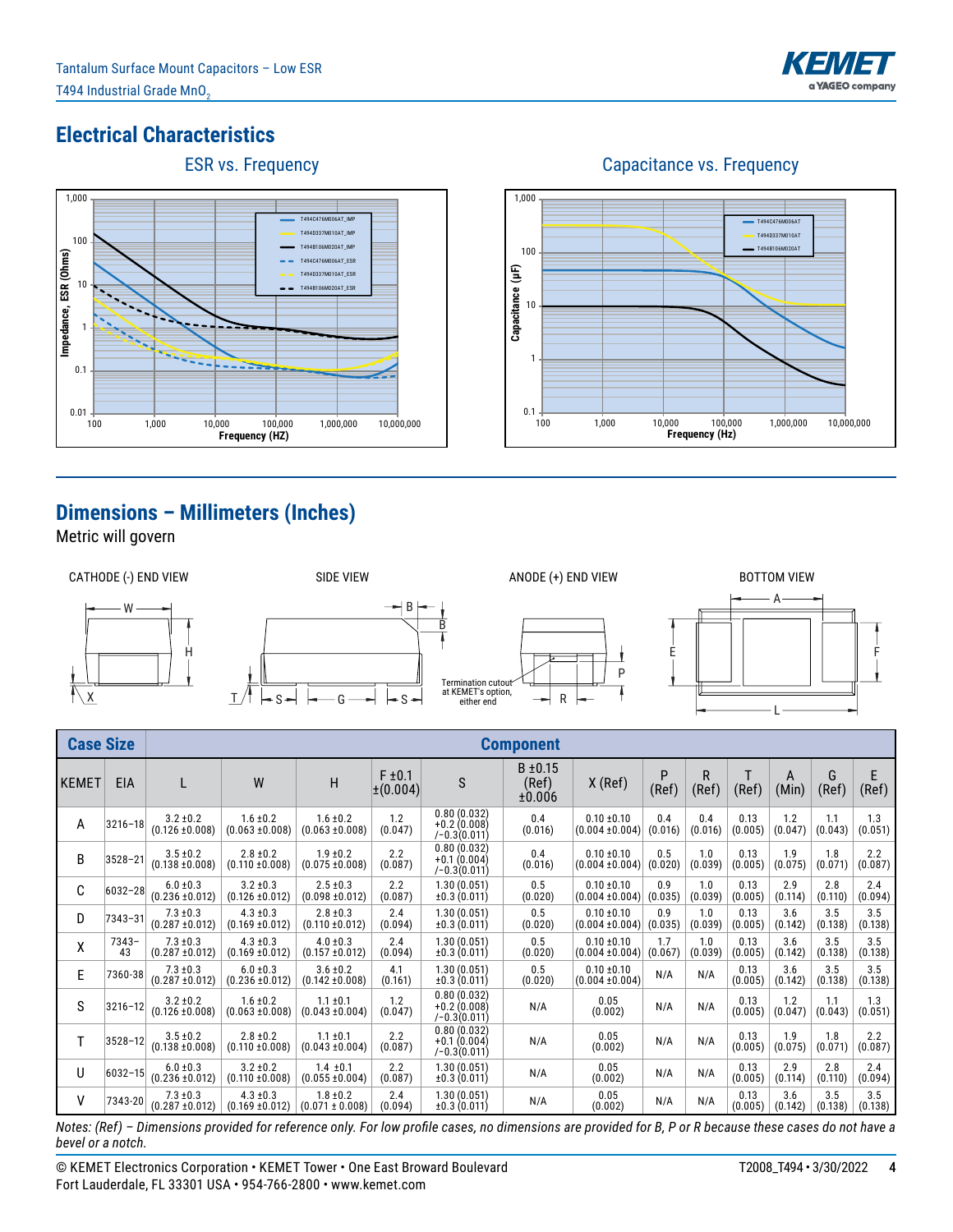## Electrical Characteristics

ESR vs. Frequency

Capacitance vs. Frequency

## Dimensions – Millimeters (Inches)

Metric will govern

CATHODE (-) END VIEW    SIDE VIEW    ANODE (+) END VIEW    BOTTOM VIEW

Termination cutout at KEMET's option, either end

| Case Size | | Component | | | | | | | | | | | | | |
|---|---|---|---|---|---|---|---|---|---|---|---|---|---|---|---|
| KEMET | EIA | L | W | H | F ±0.1 ±(0.004) | S | B ±0.15 (Ref) ±0.006 | X (Ref) | P (Ref) | R (Ref) | T (Ref) | A (Min) | G (Ref) | E (Ref) |
| A | 3216–18 | 3.2 ±0.2 (0.126 ±0.008) | 1.6 ±0.2 (0.063 ±0.008) | 1.6 ±0.2 (0.063 ±0.008) | 1.2 (0.047) | 0.80 (0.032) +0.2 (0.008) /−0.3 (0.011) | 0.4 (0.016) | 0.10 ±0.10 (0.004 ±0.004) | 0.4 (0.016) | 0.4 (0.016) | 0.13 (0.005) | 1.2 (0.047) | 1.1 (0.043) | 1.3 (0.051) |
| B | 3528–21 | 3.5 ±0.2 (0.138 ±0.008) | 2.8 ±0.2 (0.110 ±0.008) | 1.9 ±0.2 (0.075 ±0.008) | 2.2 (0.087) | 0.80 (0.032) +0.1 (0.004) /−0.3 (0.011) | 0.4 (0.016) | 0.10 ±0.10 (0.004 ±0.004) | 0.5 (0.020) | 1.0 (0.039) | 0.13 (0.005) | 1.9 (0.075) | 1.8 (0.071) | 2.2 (0.087) |
| C | 6032–28 | 6.0 ±0.3 (0.236 ±0.012) | 3.2 ±0.3 (0.126 ±0.012) | 2.5 ±0.3 (0.098 ±0.012) | 2.2 (0.087) | 1.30 (0.051) ±0.3 (0.011) | 0.5 (0.020) | 0.10 ±0.10 (0.004 ±0.004) | 0.9 (0.035) | 1.0 (0.039) | 0.13 (0.005) | 2.9 (0.114) | 2.8 (0.110) | 2.4 (0.094) |
| D | 7343–31 | 7.3 ±0.3 (0.287 ±0.012) | 4.3 ±0.3 (0.169 ±0.012) | 2.8 ±0.3 (0.110 ±0.012) | 2.4 (0.094) | 1.30 (0.051) ±0.3 (0.011) | 0.5 (0.020) | 0.10 ±0.10 (0.004 ±0.004) | 0.9 (0.035) | 1.0 (0.039) | 0.13 (0.005) | 3.6 (0.142) | 3.5 (0.138) | 3.5 (0.138) |
| X | 7343–43 | 7.3 ±0.3 (0.287 ±0.012) | 4.3 ±0.3 (0.169 ±0.012) | 4.0 ±0.3 (0.157 ±0.012) | 2.4 (0.094) | 1.30 (0.051) ±0.3 (0.011) | 0.5 (0.020) | 0.10 ±0.10 (0.004 ±0.004) | 1.7 (0.067) | 1.0 (0.039) | 0.13 (0.005) | 3.6 (0.142) | 3.5 (0.138) | 3.5 (0.138) |
| E | 7360-38 | 7.3 ±0.3 (0.287 ±0.012) | 6.0 ±0.3 (0.236 ±0.012) | 3.6 ±0.2 (0.142 ±0.008) | 4.1 (0.161) | 1.30 (0.051) ±0.3 (0.011) | 0.5 (0.020) | 0.10 ±0.10 (0.004 ±0.004) | N/A | N/A | 0.13 (0.005) | 3.6 (0.142) | 3.5 (0.138) | 3.5 (0.138) |
| S | 3216–12 | 3.2 ±0.2 (0.126 ±0.008) | 1.6 ±0.2 (0.063 ±0.008) | 1.1 ±0.1 (0.043 ±0.004) | 1.2 (0.047) | 0.80 (0.032) +0.2 (0.008) /−0.3 (0.011) | N/A | 0.05 (0.002) | N/A | N/A | 0.13 (0.005) | 1.2 (0.047) | 1.1 (0.043) | 1.3 (0.051) |
| T | 3528–12 | 3.5 ±0.2 (0.138 ±0.008) | 2.8 ±0.2 (0.110 ±0.008) | 1.1 ±0.1 (0.043 ±0.004) | 2.2 (0.087) | 0.80 (0.032) +0.1 (0.004) /−0.3 (0.011) | N/A | 0.05 (0.002) | N/A | N/A | 0.13 (0.005) | 1.9 (0.075) | 1.8 (0.071) | 2.2 (0.087) |
| U | 6032–15 | 6.0 ±0.3 (0.236 ±0.012) | 3.2 ±0.2 (0.110 ±0.008) | 1.4 ±0.1 (0.055 ±0.004) | 2.2 (0.087) | 1.30 (0.051) ±0.3 (0.011) | N/A | 0.05 (0.002) | N/A | N/A | 0.13 (0.005) | 2.9 (0.114) | 2.8 (0.110) | 2.4 (0.094) |
| V | 7343-20 | 7.3 ±0.3 (0.287 ±0.012) | 4.3 ±0.3 (0.169 ±0.012) | 1.8 ±0.2 (0.071 ± 0.008) | 2.4 (0.094) | 1.30 (0.051) ±0.3 (0.011) | N/A | 0.05 (0.002) | N/A | N/A | 0.13 (0.005) | 3.6 (0.142) | 3.5 (0.138) | 3.5 (0.138) |

*Notes: (Ref) – Dimensions provided for reference only. For low profile cases, no dimensions are provided for B, P or R because these cases do not have a bevel or a notch.*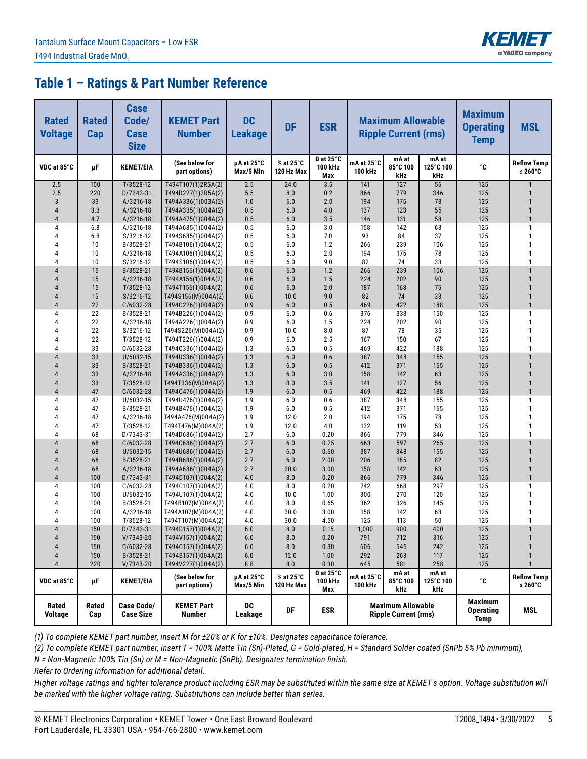## Table 1 – Ratings & Part Number Reference

| Rated Voltage | Rated Cap | Case Code/ Case Size | KEMET Part Number | DC Leakage | DF | ESR | Maximum Allowable Ripple Current (rms) | | | Maximum Operating Temp | MSL |
|---|---|---|---|---|---|---|---|---|---|---|---|
| VDC at 85°C | µF | KEMET/EIA | (See below for part options) | µA at 25°C Max/5 Min | % at 25°C 120 Hz Max | Ω at 25°C 100 kHz Max | mA at 25°C 100 kHz | mA at 85°C 100 kHz | mA at 125°C 100 kHz | °C | Reflow Temp ≤ 260°C |
| 2.5 | 100 | T/3528-12 | T494T107(1)2R5A(2) | 2.5 | 24.0 | 3.5 | 141 | 127 | 56 | 125 | 1 |
| 2.5 | 220 | D/7343-31 | T494D227(1)2R5A(2) | 5.5 | 8.0 | 0.2 | 866 | 779 | 346 | 125 | 1 |
| 3 | 33 | A/3216-18 | T494A336(1)003A(2) | 1.0 | 6.0 | 2.0 | 194 | 175 | 78 | 125 | 1 |
| 4 | 3.3 | A/3216-18 | T494A335(1)004A(2) | 0.5 | 6.0 | 4.0 | 137 | 123 | 55 | 125 | 1 |
| 4 | 4.7 | A/3216-18 | T494A475(1)004A(2) | 0.5 | 6.0 | 3.5 | 146 | 131 | 58 | 125 | 1 |
| 4 | 6.8 | A/3216-18 | T494A685(1)004A(2) | 0.5 | 6.0 | 3.0 | 158 | 142 | 63 | 125 | 1 |
| 4 | 6.8 | S/3216-12 | T494S685(1)004A(2) | 0.5 | 6.0 | 7.0 | 93 | 84 | 37 | 125 | 1 |
| 4 | 10 | B/3528-21 | T494B106(1)004A(2) | 0.5 | 6.0 | 1.2 | 266 | 239 | 106 | 125 | 1 |
| 4 | 10 | A/3216-18 | T494A106(1)004A(2) | 0.5 | 6.0 | 2.0 | 194 | 175 | 78 | 125 | 1 |
| 4 | 10 | S/3216-12 | T494S106(1)004A(2) | 0.5 | 6.0 | 9.0 | 82 | 74 | 33 | 125 | 1 |
| 4 | 15 | B/3528-21 | T494B156(1)004A(2) | 0.6 | 6.0 | 1.2 | 266 | 239 | 106 | 125 | 1 |
| 4 | 15 | A/3216-18 | T494A156(1)004A(2) | 0.6 | 6.0 | 1.5 | 224 | 202 | 90 | 125 | 1 |
| 4 | 15 | T/3528-12 | T494T156(1)004A(2) | 0.6 | 6.0 | 2.0 | 187 | 168 | 75 | 125 | 1 |
| 4 | 15 | S/3216-12 | T494S156(M)004A(2) | 0.6 | 10.0 | 9.0 | 82 | 74 | 33 | 125 | 1 |
| 4 | 22 | C/6032-28 | T494C226(1)004A(2) | 0.9 | 6.0 | 0.5 | 469 | 422 | 188 | 125 | 1 |
| 4 | 22 | B/3528-21 | T494B226(1)004A(2) | 0.9 | 6.0 | 0.6 | 376 | 338 | 150 | 125 | 1 |
| 4 | 22 | A/3216-18 | T494A226(1)004A(2) | 0.9 | 6.0 | 1.5 | 224 | 202 | 90 | 125 | 1 |
| 4 | 22 | S/3216-12 | T494S226(M)004A(2) | 0.9 | 10.0 | 8.0 | 87 | 78 | 35 | 125 | 1 |
| 4 | 22 | T/3528-12 | T494T226(1)004A(2) | 0.9 | 6.0 | 2.5 | 167 | 150 | 67 | 125 | 1 |
| 4 | 33 | C/6032-28 | T494C336(1)004A(2) | 1.3 | 6.0 | 0.5 | 469 | 422 | 188 | 125 | 1 |
| 4 | 33 | U/6032-15 | T494U336(1)004A(2) | 1.3 | 6.0 | 0.6 | 387 | 348 | 155 | 125 | 1 |
| 4 | 33 | B/3528-21 | T494B336(1)004A(2) | 1.3 | 6.0 | 0.5 | 412 | 371 | 165 | 125 | 1 |
| 4 | 33 | A/3216-18 | T494A336(1)004A(2) | 1.3 | 6.0 | 3.0 | 158 | 142 | 63 | 125 | 1 |
| 4 | 33 | T/3528-12 | T494T336(M)004A(2) | 1.3 | 8.0 | 3.5 | 141 | 127 | 56 | 125 | 1 |
| 4 | 47 | C/6032-28 | T494C476(1)004A(2) | 1.9 | 6.0 | 0.5 | 469 | 422 | 188 | 125 | 1 |
| 4 | 47 | U/6032-15 | T494U476(1)004A(2) | 1.9 | 6.0 | 0.6 | 387 | 348 | 155 | 125 | 1 |
| 4 | 47 | B/3528-21 | T494B476(1)004A(2) | 1.9 | 6.0 | 0.5 | 412 | 371 | 165 | 125 | 1 |
| 4 | 47 | A/3216-18 | T494A476(M)004A(2) | 1.9 | 12.0 | 2.0 | 194 | 175 | 78 | 125 | 1 |
| 4 | 47 | T/3528-12 | T494T476(M)004A(2) | 1.9 | 12.0 | 4.0 | 132 | 119 | 53 | 125 | 1 |
| 4 | 68 | D/7343-31 | T494D686(1)004A(2) | 2.7 | 6.0 | 0.20 | 866 | 779 | 346 | 125 | 1 |
| 4 | 68 | C/6032-28 | T494C686(1)004A(2) | 2.7 | 6.0 | 0.25 | 663 | 597 | 265 | 125 | 1 |
| 4 | 68 | U/6032-15 | T494U686(1)004A(2) | 2.7 | 6.0 | 0.60 | 387 | 348 | 155 | 125 | 1 |
| 4 | 68 | B/3528-21 | T494B686(1)004A(2) | 2.7 | 6.0 | 2.00 | 206 | 185 | 82 | 125 | 1 |
| 4 | 68 | A/3216-18 | T494A686(1)004A(2) | 2.7 | 30.0 | 3.00 | 158 | 142 | 63 | 125 | 1 |
| 4 | 100 | D/7343-31 | T494D107(1)004A(2) | 4.0 | 8.0 | 0.20 | 866 | 779 | 346 | 125 | 1 |
| 4 | 100 | C/6032-28 | T494C107(1)004A(2) | 4.0 | 8.0 | 0.20 | 742 | 668 | 297 | 125 | 1 |
| 4 | 100 | U/6032-15 | T494U107(1)004A(2) | 4.0 | 10.0 | 1.00 | 300 | 270 | 120 | 125 | 1 |
| 4 | 100 | B/3528-21 | T494B107(M)004A(2) | 4.0 | 8.0 | 0.65 | 362 | 326 | 145 | 125 | 1 |
| 4 | 100 | A/3216-18 | T494A107(M)004A(2) | 4.0 | 30.0 | 3.00 | 158 | 142 | 63 | 125 | 1 |
| 4 | 100 | T/3528-12 | T494T107(M)004A(2) | 4.0 | 30.0 | 4.50 | 125 | 113 | 50 | 125 | 1 |
| 4 | 150 | D/7343-31 | T494D157(1)004A(2) | 6.0 | 8.0 | 0.15 | 1,000 | 900 | 400 | 125 | 1 |
| 4 | 150 | V/7343-20 | T494V157(1)004A(2) | 6.0 | 8.0 | 0.20 | 791 | 712 | 316 | 125 | 1 |
| 4 | 150 | C/6032-28 | T494C157(1)004A(2) | 6.0 | 8.0 | 0.30 | 606 | 545 | 242 | 125 | 1 |
| 4 | 150 | B/3528-21 | T494B157(1)004A(2) | 6.0 | 12.0 | 1.00 | 292 | 263 | 117 | 125 | 1 |
| 4 | 220 | V/7343-20 | T494V227(1)004A(2) | 8.8 | 8.0 | 0.30 | 645 | 581 | 258 | 125 | 1 |
| VDC at 85°C | µF | KEMET/EIA | (See below for part options) | µA at 25°C Max/5 Min | % at 25°C 120 Hz Max | Ω at 25°C 100 kHz Max | mA at 25°C 100 kHz | mA at 85°C 100 kHz | mA at 125°C 100 kHz | °C | Reflow Temp ≤ 260°C |
| Rated Voltage | Rated Cap | Case Code/ Case Size | KEMET Part Number | DC Leakage | DF | ESR | Maximum Allowable Ripple Current (rms) | | | Maximum Operating Temp | MSL |

*(1) To complete KEMET part number, insert M for ±20% or K for ±10%. Designates capacitance tolerance.*

*(2) To complete KEMET part number, insert T = 100% Matte Tin (Sn)-Plated, G = Gold-plated, H = Standard Solder coated (SnPb 5% Pb minimum), N = Non-Magnetic 100% Tin (Sn) or M = Non-Magnetic (SnPb). Designates termination finish.*

*Refer to Ordering Information for additional detail.*

*Higher voltage ratings and tighter tolerance product including ESR may be substituted within the same size at KEMET's option. Voltage substitution will be marked with the higher voltage rating. Substitutions can include better than series.*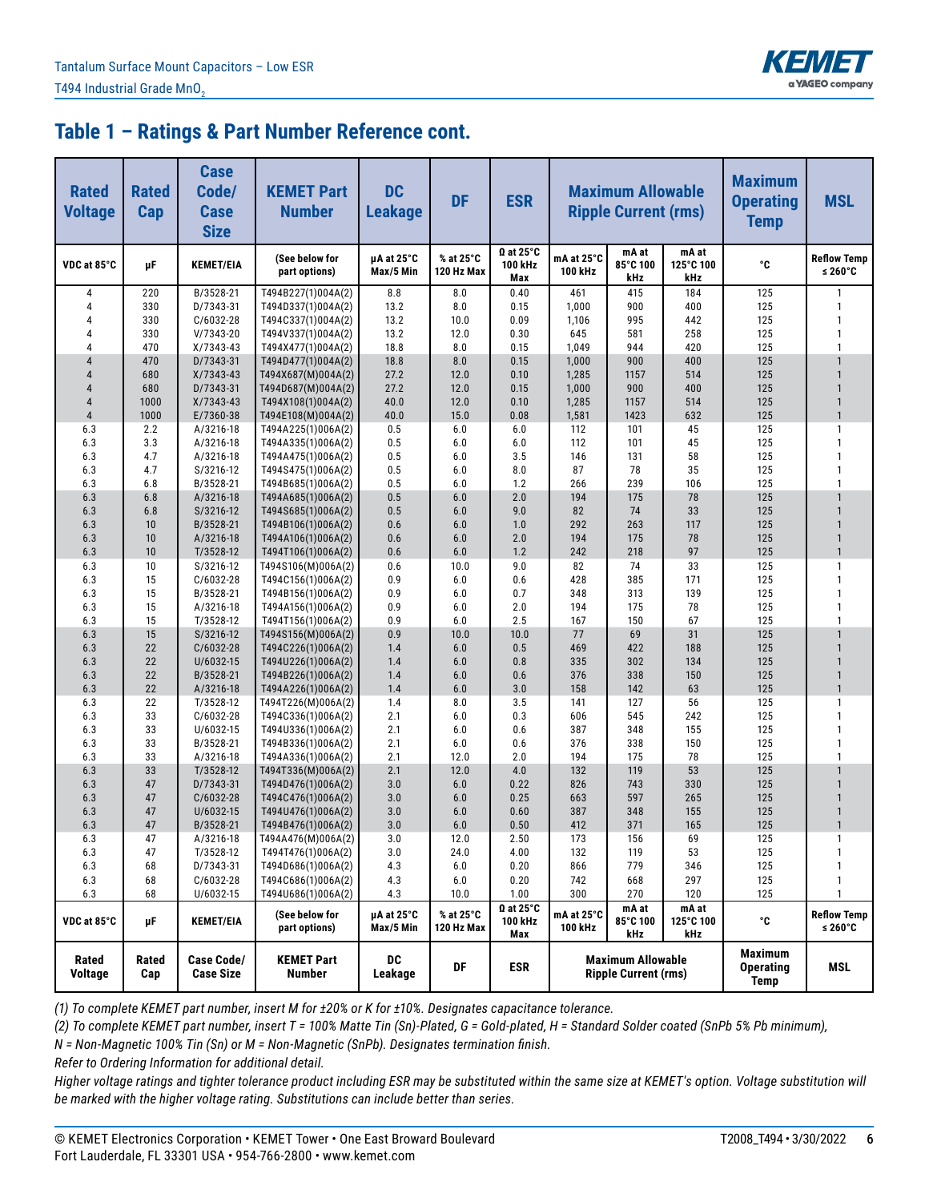## Table 1 – Ratings & Part Number Reference cont.

| Rated Voltage | Rated Cap | Case Code/ Case Size | KEMET Part Number | DC Leakage | DF | ESR | Maximum Allowable Ripple Current (rms) | | | Maximum Operating Temp | MSL |
|---|---|---|---|---|---|---|---|---|---|---|---|
| VDC at 85°C | µF | KEMET/EIA | (See below for part options) | µA at 25°C Max/5 Min | % at 25°C 120 Hz Max | Ω at 25°C 100 kHz Max | mA at 25°C 100 kHz | mA at 85°C 100 kHz | mA at 125°C 100 kHz | °C | Reflow Temp ≤ 260°C |
| 4 | 220 | B/3528-21 | T494B227(1)004A(2) | 8.8 | 8.0 | 0.40 | 461 | 415 | 184 | 125 | 1 |
| 4 | 330 | D/7343-31 | T494D337(1)004A(2) | 13.2 | 8.0 | 0.15 | 1,000 | 900 | 400 | 125 | 1 |
| 4 | 330 | C/6032-28 | T494C337(1)004A(2) | 13.2 | 10.0 | 0.09 | 1,106 | 995 | 442 | 125 | 1 |
| 4 | 330 | V/7343-20 | T494V337(1)004A(2) | 13.2 | 12.0 | 0.30 | 645 | 581 | 258 | 125 | 1 |
| 4 | 470 | X/7343-43 | T494X477(1)004A(2) | 18.8 | 8.0 | 0.15 | 1,049 | 944 | 420 | 125 | 1 |
| 4 | 470 | D/7343-31 | T494D477(1)004A(2) | 18.8 | 8.0 | 0.15 | 1,000 | 900 | 400 | 125 | 1 |
| 4 | 680 | X/7343-43 | T494X687(M)004A(2) | 27.2 | 12.0 | 0.10 | 1,285 | 1157 | 514 | 125 | 1 |
| 4 | 680 | D/7343-31 | T494D687(M)004A(2) | 27.2 | 12.0 | 0.15 | 1,000 | 900 | 400 | 125 | 1 |
| 4 | 1000 | X/7343-43 | T494X108(1)004A(2) | 40.0 | 12.0 | 0.10 | 1,285 | 1157 | 514 | 125 | 1 |
| 4 | 1000 | E/7360-38 | T494E108(M)004A(2) | 40.0 | 15.0 | 0.08 | 1,581 | 1423 | 632 | 125 | 1 |
| 6.3 | 2.2 | A/3216-18 | T494A225(1)006A(2) | 0.5 | 6.0 | 6.0 | 112 | 101 | 45 | 125 | 1 |
| 6.3 | 3.3 | A/3216-18 | T494A335(1)006A(2) | 0.5 | 6.0 | 6.0 | 112 | 101 | 45 | 125 | 1 |
| 6.3 | 4.7 | A/3216-18 | T494A475(1)006A(2) | 0.5 | 6.0 | 3.5 | 146 | 131 | 58 | 125 | 1 |
| 6.3 | 4.7 | S/3216-12 | T494S475(1)006A(2) | 0.5 | 6.0 | 8.0 | 87 | 78 | 35 | 125 | 1 |
| 6.3 | 6.8 | B/3528-21 | T494B685(1)006A(2) | 0.5 | 6.0 | 1.2 | 266 | 239 | 106 | 125 | 1 |
| 6.3 | 6.8 | A/3216-18 | T494A685(1)006A(2) | 0.5 | 6.0 | 2.0 | 194 | 175 | 78 | 125 | 1 |
| 6.3 | 6.8 | S/3216-12 | T494S685(1)006A(2) | 0.5 | 6.0 | 9.0 | 82 | 74 | 33 | 125 | 1 |
| 6.3 | 10 | B/3528-21 | T494B106(1)006A(2) | 0.6 | 6.0 | 1.0 | 292 | 263 | 117 | 125 | 1 |
| 6.3 | 10 | A/3216-18 | T494A106(1)006A(2) | 0.6 | 6.0 | 2.0 | 194 | 175 | 78 | 125 | 1 |
| 6.3 | 10 | T/3528-12 | T494T106(1)006A(2) | 0.6 | 6.0 | 1.2 | 242 | 218 | 97 | 125 | 1 |
| 6.3 | 10 | S/3216-12 | T494S106(M)006A(2) | 0.6 | 10.0 | 9.0 | 82 | 74 | 33 | 125 | 1 |
| 6.3 | 15 | C/6032-28 | T494C156(1)006A(2) | 0.9 | 6.0 | 0.6 | 428 | 385 | 171 | 125 | 1 |
| 6.3 | 15 | B/3528-21 | T494B156(1)006A(2) | 0.9 | 6.0 | 0.7 | 348 | 313 | 139 | 125 | 1 |
| 6.3 | 15 | A/3216-18 | T494A156(1)006A(2) | 0.9 | 6.0 | 2.0 | 194 | 175 | 78 | 125 | 1 |
| 6.3 | 15 | T/3528-12 | T494T156(1)006A(2) | 0.9 | 6.0 | 2.5 | 167 | 150 | 67 | 125 | 1 |
| 6.3 | 15 | S/3216-12 | T494S156(M)006A(2) | 0.9 | 10.0 | 10.0 | 77 | 69 | 31 | 125 | 1 |
| 6.3 | 22 | C/6032-28 | T494C226(1)006A(2) | 1.4 | 6.0 | 0.5 | 469 | 422 | 188 | 125 | 1 |
| 6.3 | 22 | U/6032-15 | T494U226(1)006A(2) | 1.4 | 6.0 | 0.8 | 335 | 302 | 134 | 125 | 1 |
| 6.3 | 22 | B/3528-21 | T494B226(1)006A(2) | 1.4 | 6.0 | 0.6 | 376 | 338 | 150 | 125 | 1 |
| 6.3 | 22 | A/3216-18 | T494A226(1)006A(2) | 1.4 | 6.0 | 3.0 | 158 | 142 | 63 | 125 | 1 |
| 6.3 | 22 | T/3528-12 | T494T226(M)006A(2) | 1.4 | 8.0 | 3.5 | 141 | 127 | 56 | 125 | 1 |
| 6.3 | 33 | C/6032-28 | T494C336(1)006A(2) | 2.1 | 6.0 | 0.3 | 606 | 545 | 242 | 125 | 1 |
| 6.3 | 33 | U/6032-15 | T494U336(1)006A(2) | 2.1 | 6.0 | 0.6 | 387 | 348 | 155 | 125 | 1 |
| 6.3 | 33 | B/3528-21 | T494B336(1)006A(2) | 2.1 | 6.0 | 0.6 | 376 | 338 | 150 | 125 | 1 |
| 6.3 | 33 | A/3216-18 | T494A336(1)006A(2) | 2.1 | 12.0 | 2.0 | 194 | 175 | 78 | 125 | 1 |
| 6.3 | 33 | T/3528-12 | T494T336(M)006A(2) | 2.1 | 12.0 | 4.0 | 132 | 119 | 53 | 125 | 1 |
| 6.3 | 47 | D/7343-31 | T494D476(1)006A(2) | 3.0 | 6.0 | 0.22 | 826 | 743 | 330 | 125 | 1 |
| 6.3 | 47 | C/6032-28 | T494C476(1)006A(2) | 3.0 | 6.0 | 0.25 | 663 | 597 | 265 | 125 | 1 |
| 6.3 | 47 | U/6032-15 | T494U476(1)006A(2) | 3.0 | 6.0 | 0.60 | 387 | 348 | 155 | 125 | 1 |
| 6.3 | 47 | B/3528-21 | T494B476(1)006A(2) | 3.0 | 6.0 | 0.50 | 412 | 371 | 165 | 125 | 1 |
| 6.3 | 47 | A/3216-18 | T494A476(M)006A(2) | 3.0 | 12.0 | 2.50 | 173 | 156 | 69 | 125 | 1 |
| 6.3 | 47 | T/3528-12 | T494T476(1)006A(2) | 3.0 | 24.0 | 4.00 | 132 | 119 | 53 | 125 | 1 |
| 6.3 | 68 | D/7343-31 | T494D686(1)006A(2) | 4.3 | 6.0 | 0.20 | 866 | 779 | 346 | 125 | 1 |
| 6.3 | 68 | C/6032-28 | T494C686(1)006A(2) | 4.3 | 6.0 | 0.20 | 742 | 668 | 297 | 125 | 1 |
| 6.3 | 68 | U/6032-15 | T494U686(1)006A(2) | 4.3 | 10.0 | 1.00 | 300 | 270 | 120 | 125 | 1 |
| VDC at 85°C | µF | KEMET/EIA | (See below for part options) | µA at 25°C Max/5 Min | % at 25°C 120 Hz Max | Ω at 25°C 100 kHz Max | mA at 25°C 100 kHz | mA at 85°C 100 kHz | mA at 125°C 100 kHz | °C | Reflow Temp ≤ 260°C |
| Rated Voltage | Rated Cap | Case Code/ Case Size | KEMET Part Number | DC Leakage | DF | ESR | Maximum Allowable Ripple Current (rms) | | | Maximum Operating Temp | MSL |

*(1) To complete KEMET part number, insert M for ±20% or K for ±10%. Designates capacitance tolerance.*

*(2) To complete KEMET part number, insert T = 100% Matte Tin (Sn)-Plated, G = Gold-plated, H = Standard Solder coated (SnPb 5% Pb minimum), N = Non-Magnetic 100% Tin (Sn) or M = Non-Magnetic (SnPb). Designates termination finish.*

*Refer to Ordering Information for additional detail.*

*Higher voltage ratings and tighter tolerance product including ESR may be substituted within the same size at KEMET's option. Voltage substitution will be marked with the higher voltage rating. Substitutions can include better than series.*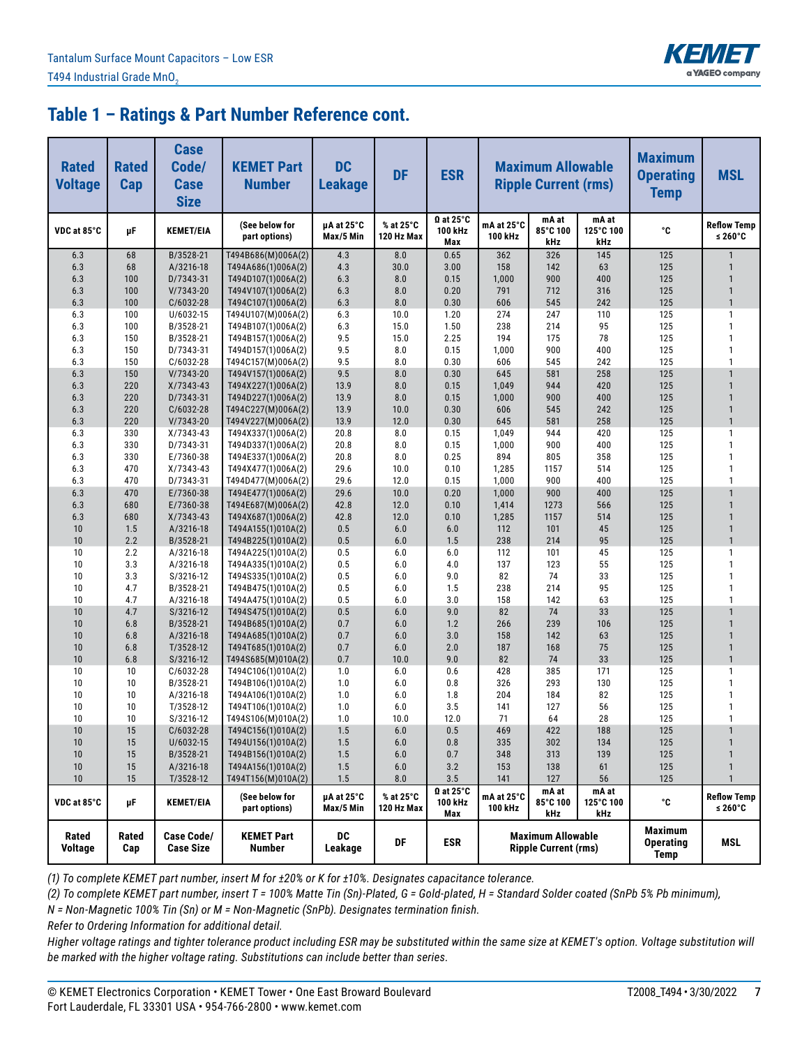## Table 1 – Ratings & Part Number Reference cont.

| Rated Voltage | Rated Cap | Case Code/ Case Size | KEMET Part Number | DC Leakage | DF | ESR | Maximum Allowable Ripple Current (rms) | | | Maximum Operating Temp | MSL |
|---|---|---|---|---|---|---|---|---|---|---|---|
| VDC at 85°C | µF | KEMET/EIA | (See below for part options) | µA at 25°C Max/5 Min | % at 25°C 120 Hz Max | Ω at 25°C 100 kHz Max | mA at 25°C 100 kHz | mA at 85°C 100 kHz | mA at 125°C 100 kHz | °C | Reflow Temp ≤ 260°C |
| 6.3 | 68 | B/3528-21 | T494B686(M)006A(2) | 4.3 | 8.0 | 0.65 | 362 | 326 | 145 | 125 | 1 |
| 6.3 | 68 | A/3216-18 | T494A686(1)006A(2) | 4.3 | 30.0 | 3.00 | 158 | 142 | 63 | 125 | 1 |
| 6.3 | 100 | D/7343-31 | T494D107(1)006A(2) | 6.3 | 8.0 | 0.15 | 1,000 | 900 | 400 | 125 | 1 |
| 6.3 | 100 | V/7343-20 | T494V107(1)006A(2) | 6.3 | 8.0 | 0.20 | 791 | 712 | 316 | 125 | 1 |
| 6.3 | 100 | C/6032-28 | T494C107(1)006A(2) | 6.3 | 8.0 | 0.30 | 606 | 545 | 242 | 125 | 1 |
| 6.3 | 100 | U/6032-15 | T494U107(M)006A(2) | 6.3 | 10.0 | 1.20 | 274 | 247 | 110 | 125 | 1 |
| 6.3 | 100 | B/3528-21 | T494B107(1)006A(2) | 6.3 | 15.0 | 1.50 | 238 | 214 | 95 | 125 | 1 |
| 6.3 | 150 | B/3528-21 | T494B157(1)006A(2) | 9.5 | 15.0 | 2.25 | 194 | 175 | 78 | 125 | 1 |
| 6.3 | 150 | D/7343-31 | T494D157(1)006A(2) | 9.5 | 8.0 | 0.15 | 1,000 | 900 | 400 | 125 | 1 |
| 6.3 | 150 | C/6032-28 | T494C157(M)006A(2) | 9.5 | 8.0 | 0.30 | 606 | 545 | 242 | 125 | 1 |
| 6.3 | 150 | V/7343-20 | T494V157(1)006A(2) | 9.5 | 8.0 | 0.30 | 645 | 581 | 258 | 125 | 1 |
| 6.3 | 220 | X/7343-43 | T494X227(1)006A(2) | 13.9 | 8.0 | 0.15 | 1,049 | 944 | 420 | 125 | 1 |
| 6.3 | 220 | D/7343-31 | T494D227(1)006A(2) | 13.9 | 8.0 | 0.15 | 1,000 | 900 | 400 | 125 | 1 |
| 6.3 | 220 | C/6032-28 | T494C227(M)006A(2) | 13.9 | 10.0 | 0.30 | 606 | 545 | 242 | 125 | 1 |
| 6.3 | 220 | V/7343-20 | T494V227(M)006A(2) | 13.9 | 12.0 | 0.30 | 645 | 581 | 258 | 125 | 1 |
| 6.3 | 330 | X/7343-43 | T494X337(1)006A(2) | 20.8 | 8.0 | 0.15 | 1,049 | 944 | 420 | 125 | 1 |
| 6.3 | 330 | D/7343-31 | T494D337(1)006A(2) | 20.8 | 8.0 | 0.15 | 1,000 | 900 | 400 | 125 | 1 |
| 6.3 | 330 | E/7360-38 | T494E337(1)006A(2) | 20.8 | 8.0 | 0.25 | 894 | 805 | 358 | 125 | 1 |
| 6.3 | 470 | X/7343-43 | T494X477(1)006A(2) | 29.6 | 10.0 | 0.10 | 1,285 | 1157 | 514 | 125 | 1 |
| 6.3 | 470 | D/7343-31 | T494D477(M)006A(2) | 29.6 | 12.0 | 0.15 | 1,000 | 900 | 400 | 125 | 1 |
| 6.3 | 470 | E/7360-38 | T494E477(1)006A(2) | 29.6 | 10.0 | 0.20 | 1,000 | 900 | 400 | 125 | 1 |
| 6.3 | 680 | E/7360-38 | T494E687(M)006A(2) | 42.8 | 12.0 | 0.10 | 1,414 | 1273 | 566 | 125 | 1 |
| 6.3 | 680 | X/7343-43 | T494X687(1)006A(2) | 42.8 | 12.0 | 0.10 | 1,285 | 1157 | 514 | 125 | 1 |
| 10 | 1.5 | A/3216-18 | T494A155(1)010A(2) | 0.5 | 6.0 | 6.0 | 112 | 101 | 45 | 125 | 1 |
| 10 | 2.2 | B/3528-21 | T494B225(1)010A(2) | 0.5 | 6.0 | 1.5 | 238 | 214 | 95 | 125 | 1 |
| 10 | 2.2 | A/3216-18 | T494A225(1)010A(2) | 0.5 | 6.0 | 6.0 | 112 | 101 | 45 | 125 | 1 |
| 10 | 3.3 | A/3216-18 | T494A335(1)010A(2) | 0.5 | 6.0 | 4.0 | 137 | 123 | 55 | 125 | 1 |
| 10 | 3.3 | S/3216-12 | T494S335(1)010A(2) | 0.5 | 6.0 | 9.0 | 82 | 74 | 33 | 125 | 1 |
| 10 | 4.7 | B/3528-21 | T494B475(1)010A(2) | 0.5 | 6.0 | 1.5 | 238 | 214 | 95 | 125 | 1 |
| 10 | 4.7 | A/3216-18 | T494A475(1)010A(2) | 0.5 | 6.0 | 3.0 | 158 | 142 | 63 | 125 | 1 |
| 10 | 4.7 | S/3216-12 | T494S475(1)010A(2) | 0.5 | 6.0 | 9.0 | 82 | 74 | 33 | 125 | 1 |
| 10 | 6.8 | B/3528-21 | T494B685(1)010A(2) | 0.7 | 6.0 | 1.2 | 266 | 239 | 106 | 125 | 1 |
| 10 | 6.8 | A/3216-18 | T494A685(1)010A(2) | 0.7 | 6.0 | 3.0 | 158 | 142 | 63 | 125 | 1 |
| 10 | 6.8 | T/3528-12 | T494T685(1)010A(2) | 0.7 | 6.0 | 2.0 | 187 | 168 | 75 | 125 | 1 |
| 10 | 6.8 | S/3216-12 | T494S685(M)010A(2) | 0.7 | 10.0 | 9.0 | 82 | 74 | 33 | 125 | 1 |
| 10 | 10 | C/6032-28 | T494C106(1)010A(2) | 1.0 | 6.0 | 0.6 | 428 | 385 | 171 | 125 | 1 |
| 10 | 10 | B/3528-21 | T494B106(1)010A(2) | 1.0 | 6.0 | 0.8 | 326 | 293 | 130 | 125 | 1 |
| 10 | 10 | A/3216-18 | T494A106(1)010A(2) | 1.0 | 6.0 | 1.8 | 204 | 184 | 82 | 125 | 1 |
| 10 | 10 | T/3528-12 | T494T106(1)010A(2) | 1.0 | 6.0 | 3.5 | 141 | 127 | 56 | 125 | 1 |
| 10 | 10 | S/3216-12 | T494S106(M)010A(2) | 1.0 | 10.0 | 12.0 | 71 | 64 | 28 | 125 | 1 |
| 10 | 15 | C/6032-28 | T494C156(1)010A(2) | 1.5 | 6.0 | 0.5 | 469 | 422 | 188 | 125 | 1 |
| 10 | 15 | U/6032-15 | T494U156(1)010A(2) | 1.5 | 6.0 | 0.8 | 335 | 302 | 134 | 125 | 1 |
| 10 | 15 | B/3528-21 | T494B156(1)010A(2) | 1.5 | 6.0 | 0.7 | 348 | 313 | 139 | 125 | 1 |
| 10 | 15 | A/3216-18 | T494A156(1)010A(2) | 1.5 | 6.0 | 3.2 | 153 | 138 | 61 | 125 | 1 |
| 10 | 15 | T/3528-12 | T494T156(M)010A(2) | 1.5 | 8.0 | 3.5 | 141 | 127 | 56 | 125 | 1 |
| VDC at 85°C | µF | KEMET/EIA | (See below for part options) | µA at 25°C Max/5 Min | % at 25°C 120 Hz Max | Ω at 25°C 100 kHz Max | mA at 25°C 100 kHz | mA at 85°C 100 kHz | mA at 125°C 100 kHz | °C | Reflow Temp ≤ 260°C |
| Rated Voltage | Rated Cap | Case Code/ Case Size | KEMET Part Number | DC Leakage | DF | ESR | Maximum Allowable Ripple Current (rms) | | | Maximum Operating Temp | MSL |

*(1) To complete KEMET part number, insert M for ±20% or K for ±10%. Designates capacitance tolerance.*

*(2) To complete KEMET part number, insert T = 100% Matte Tin (Sn)-Plated, G = Gold-plated, H = Standard Solder coated (SnPb 5% Pb minimum), N = Non-Magnetic 100% Tin (Sn) or M = Non-Magnetic (SnPb). Designates termination finish.*

*Refer to Ordering Information for additional detail.*

*Higher voltage ratings and tighter tolerance product including ESR may be substituted within the same size at KEMET's option. Voltage substitution will be marked with the higher voltage rating. Substitutions can include better than series.*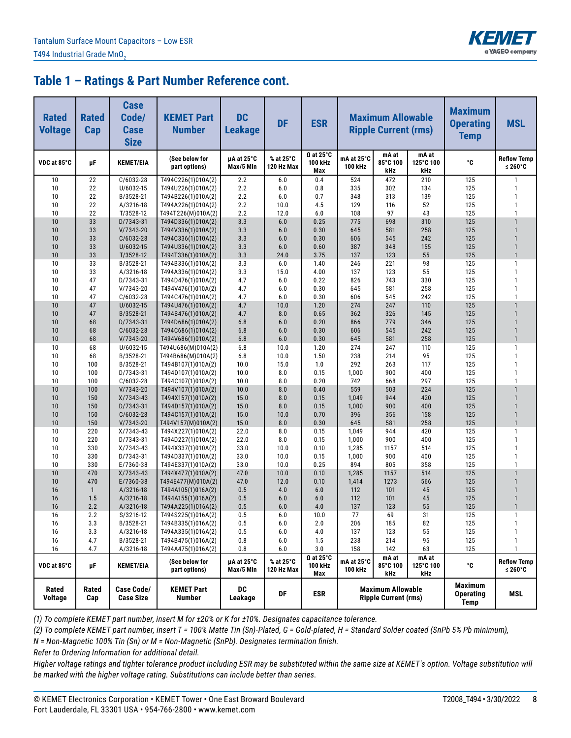## Table 1 – Ratings & Part Number Reference cont.

| Rated Voltage | Rated Cap | Case Code/ Case Size | KEMET Part Number | DC Leakage | DF | ESR | Maximum Allowable Ripple Current (rms) | | | Maximum Operating Temp | MSL |
|---|---|---|---|---|---|---|---|---|---|---|---|
| VDC at 85°C | µF | KEMET/EIA | (See below for part options) | µA at 25°C Max/5 Min | % at 25°C 120 Hz Max | Ω at 25°C 100 kHz Max | mA at 25°C 100 kHz | mA at 85°C 100 kHz | mA at 125°C 100 kHz | °C | Reflow Temp ≤ 260°C |
| 10 | 22 | C/6032-28 | T494C226(1)010A(2) | 2.2 | 6.0 | 0.4 | 524 | 472 | 210 | 125 | 1 |
| 10 | 22 | U/6032-15 | T494U226(1)010A(2) | 2.2 | 6.0 | 0.8 | 335 | 302 | 134 | 125 | 1 |
| 10 | 22 | B/3528-21 | T494B226(1)010A(2) | 2.2 | 6.0 | 0.7 | 348 | 313 | 139 | 125 | 1 |
| 10 | 22 | A/3216-18 | T494A226(1)010A(2) | 2.2 | 10.0 | 4.5 | 129 | 116 | 52 | 125 | 1 |
| 10 | 22 | T/3528-12 | T494T226(M)010A(2) | 2.2 | 12.0 | 6.0 | 108 | 97 | 43 | 125 | 1 |
| 10 | 33 | D/7343-31 | T494D336(1)010A(2) | 3.3 | 6.0 | 0.25 | 775 | 698 | 310 | 125 | 1 |
| 10 | 33 | V/7343-20 | T494V336(1)010A(2) | 3.3 | 6.0 | 0.30 | 645 | 581 | 258 | 125 | 1 |
| 10 | 33 | C/6032-28 | T494C336(1)010A(2) | 3.3 | 6.0 | 0.30 | 606 | 545 | 242 | 125 | 1 |
| 10 | 33 | U/6032-15 | T494U336(1)010A(2) | 3.3 | 6.0 | 0.60 | 387 | 348 | 155 | 125 | 1 |
| 10 | 33 | T/3528-12 | T494T336(1)010A(2) | 3.3 | 24.0 | 3.75 | 137 | 123 | 55 | 125 | 1 |
| 10 | 33 | B/3528-21 | T494B336(1)010A(2) | 3.3 | 6.0 | 1.40 | 246 | 221 | 98 | 125 | 1 |
| 10 | 33 | A/3216-18 | T494A336(1)010A(2) | 3.3 | 15.0 | 4.00 | 137 | 123 | 55 | 125 | 1 |
| 10 | 47 | D/7343-31 | T494D476(1)010A(2) | 4.7 | 6.0 | 0.22 | 826 | 743 | 330 | 125 | 1 |
| 10 | 47 | V/7343-20 | T494V476(1)010A(2) | 4.7 | 6.0 | 0.30 | 645 | 581 | 258 | 125 | 1 |
| 10 | 47 | C/6032-28 | T494C476(1)010A(2) | 4.7 | 6.0 | 0.30 | 606 | 545 | 242 | 125 | 1 |
| 10 | 47 | U/6032-15 | T494U476(1)010A(2) | 4.7 | 10.0 | 1.20 | 274 | 247 | 110 | 125 | 1 |
| 10 | 47 | B/3528-21 | T494B476(1)010A(2) | 4.7 | 8.0 | 0.65 | 362 | 326 | 145 | 125 | 1 |
| 10 | 68 | D/7343-31 | T494D686(1)010A(2) | 6.8 | 6.0 | 0.20 | 866 | 779 | 346 | 125 | 1 |
| 10 | 68 | C/6032-28 | T494C686(1)010A(2) | 6.8 | 6.0 | 0.30 | 606 | 545 | 242 | 125 | 1 |
| 10 | 68 | V/7343-20 | T494V686(1)010A(2) | 6.8 | 6.0 | 0.30 | 645 | 581 | 258 | 125 | 1 |
| 10 | 68 | U/6032-15 | T494U686(M)010A(2) | 6.8 | 10.0 | 1.20 | 274 | 247 | 110 | 125 | 1 |
| 10 | 68 | B/3528-21 | T494B686(M)010A(2) | 6.8 | 10.0 | 1.50 | 238 | 214 | 95 | 125 | 1 |
| 10 | 100 | B/3528-21 | T494B107(1)010A(2) | 10.0 | 15.0 | 1.0 | 292 | 263 | 117 | 125 | 1 |
| 10 | 100 | D/7343-31 | T494D107(1)010A(2) | 10.0 | 8.0 | 0.15 | 1,000 | 900 | 400 | 125 | 1 |
| 10 | 100 | C/6032-28 | T494C107(1)010A(2) | 10.0 | 8.0 | 0.20 | 742 | 668 | 297 | 125 | 1 |
| 10 | 100 | V/7343-20 | T494V107(1)010A(2) | 10.0 | 8.0 | 0.40 | 559 | 503 | 224 | 125 | 1 |
| 10 | 150 | X/7343-43 | T494X157(1)010A(2) | 15.0 | 8.0 | 0.15 | 1,049 | 944 | 420 | 125 | 1 |
| 10 | 150 | D/7343-31 | T494D157(1)010A(2) | 15.0 | 8.0 | 0.15 | 1,000 | 900 | 400 | 125 | 1 |
| 10 | 150 | C/6032-28 | T494C157(1)010A(2) | 15.0 | 10.0 | 0.70 | 396 | 356 | 158 | 125 | 1 |
| 10 | 150 | V/7343-20 | T494V157(M)010A(2) | 15.0 | 8.0 | 0.30 | 645 | 581 | 258 | 125 | 1 |
| 10 | 220 | X/7343-43 | T494X227(1)010A(2) | 22.0 | 8.0 | 0.15 | 1,049 | 944 | 420 | 125 | 1 |
| 10 | 220 | D/7343-31 | T494D227(1)010A(2) | 22.0 | 8.0 | 0.15 | 1,000 | 900 | 400 | 125 | 1 |
| 10 | 330 | X/7343-43 | T494X337(1)010A(2) | 33.0 | 10.0 | 0.10 | 1,285 | 1157 | 514 | 125 | 1 |
| 10 | 330 | D/7343-31 | T494D337(1)010A(2) | 33.0 | 10.0 | 0.15 | 1,000 | 900 | 400 | 125 | 1 |
| 10 | 330 | E/7360-38 | T494E337(1)010A(2) | 33.0 | 10.0 | 0.25 | 894 | 805 | 358 | 125 | 1 |
| 10 | 470 | X/7343-43 | T494X477(1)010A(2) | 47.0 | 10.0 | 0.10 | 1,285 | 1157 | 514 | 125 | 1 |
| 10 | 470 | E/7360-38 | T494E477(M)010A(2) | 47.0 | 12.0 | 0.10 | 1,414 | 1273 | 566 | 125 | 1 |
| 16 | 1 | A/3216-18 | T494A105(1)016A(2) | 0.5 | 4.0 | 6.0 | 112 | 101 | 45 | 125 | 1 |
| 16 | 1.5 | A/3216-18 | T494A155(1)016A(2) | 0.5 | 6.0 | 6.0 | 112 | 101 | 45 | 125 | 1 |
| 16 | 2.2 | A/3216-18 | T494A225(1)016A(2) | 0.5 | 6.0 | 4.0 | 137 | 123 | 55 | 125 | 1 |
| 16 | 2.2 | S/3216-12 | T494S225(1)016A(2) | 0.5 | 6.0 | 10.0 | 77 | 69 | 31 | 125 | 1 |
| 16 | 3.3 | B/3528-21 | T494B335(1)016A(2) | 0.5 | 6.0 | 2.0 | 206 | 185 | 82 | 125 | 1 |
| 16 | 3.3 | A/3216-18 | T494A335(1)016A(2) | 0.5 | 6.0 | 4.0 | 137 | 123 | 55 | 125 | 1 |
| 16 | 4.7 | B/3528-21 | T494B475(1)016A(2) | 0.8 | 6.0 | 1.5 | 238 | 214 | 95 | 125 | 1 |
| 16 | 4.7 | A/3216-18 | T494A475(1)016A(2) | 0.8 | 6.0 | 3.0 | 158 | 142 | 63 | 125 | 1 |
| VDC at 85°C | µF | KEMET/EIA | (See below for part options) | µA at 25°C Max/5 Min | % at 25°C 120 Hz Max | Ω at 25°C 100 kHz Max | mA at 25°C 100 kHz | mA at 85°C 100 kHz | mA at 125°C 100 kHz | °C | Reflow Temp ≤ 260°C |
| Rated Voltage | Rated Cap | Case Code/ Case Size | KEMET Part Number | DC Leakage | DF | ESR | Maximum Allowable Ripple Current (rms) | | | Maximum Operating Temp | MSL |

*(1) To complete KEMET part number, insert M for ±20% or K for ±10%. Designates capacitance tolerance.*

*(2) To complete KEMET part number, insert T = 100% Matte Tin (Sn)-Plated, G = Gold-plated, H = Standard Solder coated (SnPb 5% Pb minimum), N = Non-Magnetic 100% Tin (Sn) or M = Non-Magnetic (SnPb). Designates termination finish.*

*Refer to Ordering Information for additional detail.*

*Higher voltage ratings and tighter tolerance product including ESR may be substituted within the same size at KEMET's option. Voltage substitution will be marked with the higher voltage rating. Substitutions can include better than series.*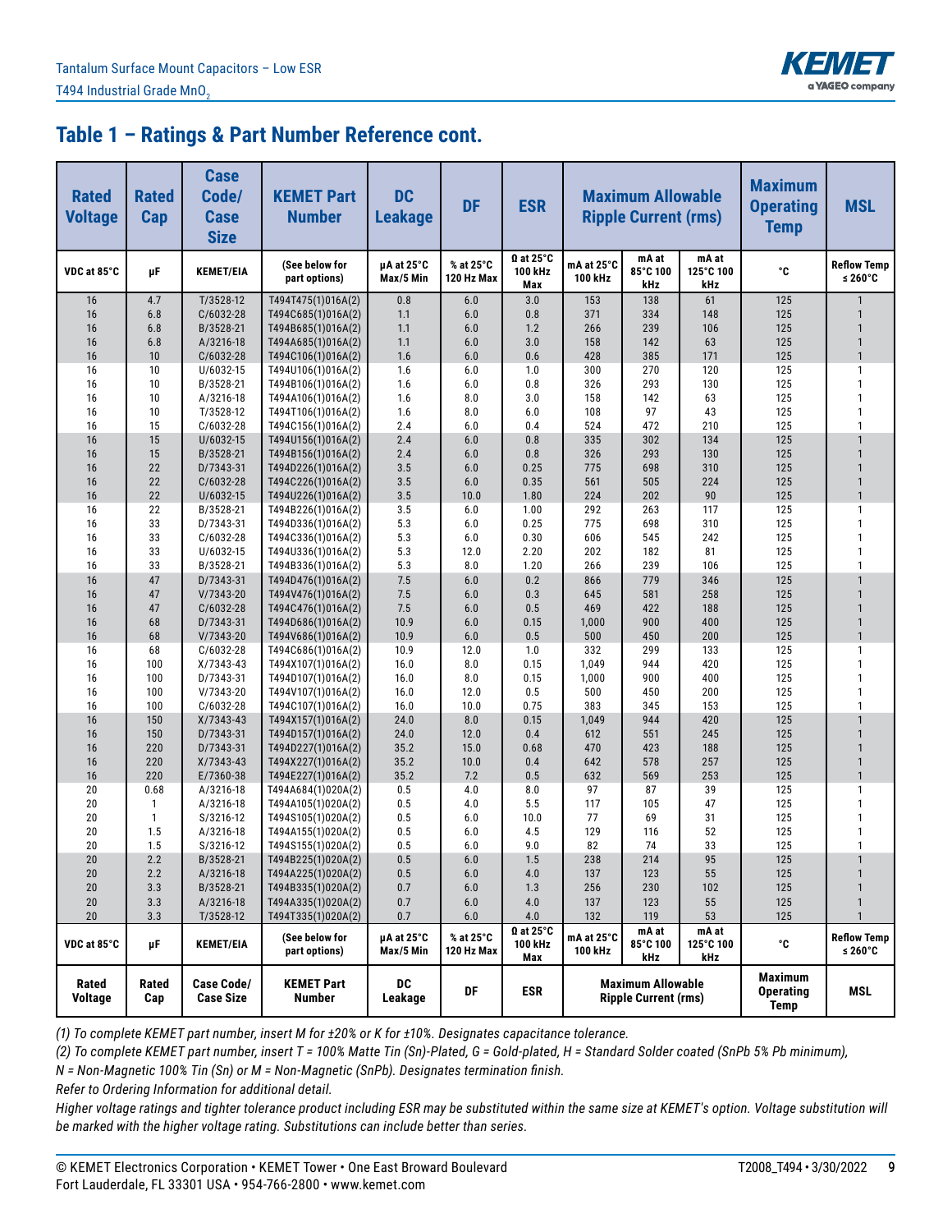## Table 1 – Ratings & Part Number Reference cont.

| Rated Voltage | Rated Cap | Case Code/ Case Size | KEMET Part Number | DC Leakage | DF | ESR | Maximum Allowable Ripple Current (rms) | | | Maximum Operating Temp | MSL |
|---|---|---|---|---|---|---|---|---|---|---|---|
| VDC at 85°C | µF | KEMET/EIA | (See below for part options) | µA at 25°C Max/5 Min | % at 25°C 120 Hz Max | Ω at 25°C 100 kHz Max | mA at 25°C 100 kHz | mA at 85°C 100 kHz | mA at 125°C 100 kHz | °C | Reflow Temp ≤ 260°C |
| 16 | 4.7 | T/3528-12 | T494T475(1)016A(2) | 0.8 | 6.0 | 3.0 | 153 | 138 | 61 | 125 | 1 |
| 16 | 6.8 | C/6032-28 | T494C685(1)016A(2) | 1.1 | 6.0 | 0.8 | 371 | 334 | 148 | 125 | 1 |
| 16 | 6.8 | B/3528-21 | T494B685(1)016A(2) | 1.1 | 6.0 | 1.2 | 266 | 239 | 106 | 125 | 1 |
| 16 | 6.8 | A/3216-18 | T494A685(1)016A(2) | 1.1 | 6.0 | 3.0 | 158 | 142 | 63 | 125 | 1 |
| 16 | 10 | C/6032-28 | T494C106(1)016A(2) | 1.6 | 6.0 | 0.6 | 428 | 385 | 171 | 125 | 1 |
| 16 | 10 | U/6032-15 | T494U106(1)016A(2) | 1.6 | 6.0 | 1.0 | 300 | 270 | 120 | 125 | 1 |
| 16 | 10 | B/3528-21 | T494B106(1)016A(2) | 1.6 | 6.0 | 0.8 | 326 | 293 | 130 | 125 | 1 |
| 16 | 10 | A/3216-18 | T494A106(1)016A(2) | 1.6 | 8.0 | 3.0 | 158 | 142 | 63 | 125 | 1 |
| 16 | 10 | T/3528-12 | T494T106(1)016A(2) | 1.6 | 8.0 | 6.0 | 108 | 97 | 43 | 125 | 1 |
| 16 | 15 | C/6032-28 | T494C156(1)016A(2) | 2.4 | 6.0 | 0.4 | 524 | 472 | 210 | 125 | 1 |
| 16 | 15 | U/6032-15 | T494U156(1)016A(2) | 2.4 | 6.0 | 0.8 | 335 | 302 | 134 | 125 | 1 |
| 16 | 15 | B/3528-21 | T494B156(1)016A(2) | 2.4 | 6.0 | 0.8 | 326 | 293 | 130 | 125 | 1 |
| 16 | 22 | D/7343-31 | T494D226(1)016A(2) | 3.5 | 6.0 | 0.25 | 775 | 698 | 310 | 125 | 1 |
| 16 | 22 | C/6032-28 | T494C226(1)016A(2) | 3.5 | 6.0 | 0.35 | 561 | 505 | 224 | 125 | 1 |
| 16 | 22 | U/6032-15 | T494U226(1)016A(2) | 3.5 | 10.0 | 1.80 | 224 | 202 | 90 | 125 | 1 |
| 16 | 22 | B/3528-21 | T494B226(1)016A(2) | 3.5 | 6.0 | 1.00 | 292 | 263 | 117 | 125 | 1 |
| 16 | 33 | D/7343-31 | T494D336(1)016A(2) | 5.3 | 6.0 | 0.25 | 775 | 698 | 310 | 125 | 1 |
| 16 | 33 | C/6032-28 | T494C336(1)016A(2) | 5.3 | 6.0 | 0.30 | 606 | 545 | 242 | 125 | 1 |
| 16 | 33 | U/6032-15 | T494U336(1)016A(2) | 5.3 | 12.0 | 2.20 | 202 | 182 | 81 | 125 | 1 |
| 16 | 33 | B/3528-21 | T494B336(1)016A(2) | 5.3 | 8.0 | 1.20 | 266 | 239 | 106 | 125 | 1 |
| 16 | 47 | D/7343-31 | T494D476(1)016A(2) | 7.5 | 6.0 | 0.2 | 866 | 779 | 346 | 125 | 1 |
| 16 | 47 | V/7343-20 | T494V476(1)016A(2) | 7.5 | 6.0 | 0.3 | 645 | 581 | 258 | 125 | 1 |
| 16 | 47 | C/6032-28 | T494C476(1)016A(2) | 7.5 | 6.0 | 0.5 | 469 | 422 | 188 | 125 | 1 |
| 16 | 68 | D/7343-31 | T494D686(1)016A(2) | 10.9 | 6.0 | 0.15 | 1,000 | 900 | 400 | 125 | 1 |
| 16 | 68 | V/7343-20 | T494V686(1)016A(2) | 10.9 | 6.0 | 0.5 | 500 | 450 | 200 | 125 | 1 |
| 16 | 68 | C/6032-28 | T494C686(1)016A(2) | 10.9 | 12.0 | 1.0 | 332 | 299 | 133 | 125 | 1 |
| 16 | 100 | X/7343-43 | T494X107(1)016A(2) | 16.0 | 8.0 | 0.15 | 1,049 | 944 | 420 | 125 | 1 |
| 16 | 100 | D/7343-31 | T494D107(1)016A(2) | 16.0 | 8.0 | 0.15 | 1,000 | 900 | 400 | 125 | 1 |
| 16 | 100 | V/7343-20 | T494V107(1)016A(2) | 16.0 | 12.0 | 0.5 | 500 | 450 | 200 | 125 | 1 |
| 16 | 100 | C/6032-28 | T494C107(1)016A(2) | 16.0 | 10.0 | 0.75 | 383 | 345 | 153 | 125 | 1 |
| 16 | 150 | X/7343-43 | T494X157(1)016A(2) | 24.0 | 8.0 | 0.15 | 1,049 | 944 | 420 | 125 | 1 |
| 16 | 150 | D/7343-31 | T494D157(1)016A(2) | 24.0 | 12.0 | 0.4 | 612 | 551 | 245 | 125 | 1 |
| 16 | 220 | D/7343-31 | T494D227(1)016A(2) | 35.2 | 15.0 | 0.68 | 470 | 423 | 188 | 125 | 1 |
| 16 | 220 | X/7343-43 | T494X227(1)016A(2) | 35.2 | 10.0 | 0.4 | 642 | 578 | 257 | 125 | 1 |
| 16 | 220 | E/7360-38 | T494E227(1)016A(2) | 35.2 | 7.2 | 0.5 | 632 | 569 | 253 | 125 | 1 |
| 20 | 0.68 | A/3216-18 | T494A684(1)020A(2) | 0.5 | 4.0 | 8.0 | 97 | 87 | 39 | 125 | 1 |
| 20 | 1 | A/3216-18 | T494A105(1)020A(2) | 0.5 | 4.0 | 5.5 | 117 | 105 | 47 | 125 | 1 |
| 20 | 1 | S/3216-12 | T494S105(1)020A(2) | 0.5 | 6.0 | 10.0 | 77 | 69 | 31 | 125 | 1 |
| 20 | 1.5 | A/3216-18 | T494A155(1)020A(2) | 0.5 | 6.0 | 4.5 | 129 | 116 | 52 | 125 | 1 |
| 20 | 1.5 | S/3216-12 | T494S155(1)020A(2) | 0.5 | 6.0 | 9.0 | 82 | 74 | 33 | 125 | 1 |
| 20 | 2.2 | B/3528-21 | T494B225(1)020A(2) | 0.5 | 6.0 | 1.5 | 238 | 214 | 95 | 125 | 1 |
| 20 | 2.2 | A/3216-18 | T494A225(1)020A(2) | 0.5 | 6.0 | 4.0 | 137 | 123 | 55 | 125 | 1 |
| 20 | 3.3 | B/3528-21 | T494B335(1)020A(2) | 0.7 | 6.0 | 1.3 | 256 | 230 | 102 | 125 | 1 |
| 20 | 3.3 | A/3216-18 | T494A335(1)020A(2) | 0.7 | 6.0 | 4.0 | 137 | 123 | 55 | 125 | 1 |
| 20 | 3.3 | T/3528-12 | T494T335(1)020A(2) | 0.7 | 6.0 | 4.0 | 132 | 119 | 53 | 125 | 1 |
| VDC at 85°C | µF | KEMET/EIA | (See below for part options) | µA at 25°C Max/5 Min | % at 25°C 120 Hz Max | Ω at 25°C 100 kHz Max | mA at 25°C 100 kHz | mA at 85°C 100 kHz | mA at 125°C 100 kHz | °C | Reflow Temp ≤ 260°C |
| Rated Voltage | Rated Cap | Case Code/ Case Size | KEMET Part Number | DC Leakage | DF | ESR | Maximum Allowable Ripple Current (rms) | | | Maximum Operating Temp | MSL |

*(1) To complete KEMET part number, insert M for ±20% or K for ±10%. Designates capacitance tolerance.*

*(2) To complete KEMET part number, insert T = 100% Matte Tin (Sn)-Plated, G = Gold-plated, H = Standard Solder coated (SnPb 5% Pb minimum), N = Non-Magnetic 100% Tin (Sn) or M = Non-Magnetic (SnPb). Designates termination finish.*

*Refer to Ordering Information for additional detail.*

*Higher voltage ratings and tighter tolerance product including ESR may be substituted within the same size at KEMET's option. Voltage substitution will be marked with the higher voltage rating. Substitutions can include better than series.*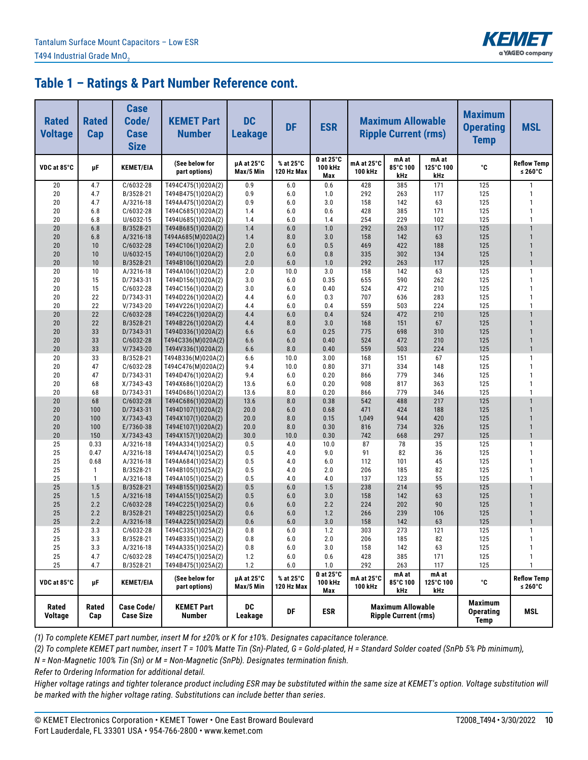## Table 1 – Ratings & Part Number Reference cont.

| Rated Voltage | Rated Cap | Case Code/ Case Size | KEMET Part Number | DC Leakage | DF | ESR | Maximum Allowable Ripple Current (rms) | | | Maximum Operating Temp | MSL |
|---|---|---|---|---|---|---|---|---|---|---|---|
| VDC at 85°C | µF | KEMET/EIA | (See below for part options) | µA at 25°C Max/5 Min | % at 25°C 120 Hz Max | Ω at 25°C 100 kHz Max | mA at 25°C 100 kHz | mA at 85°C 100 kHz | mA at 125°C 100 kHz | °C | Reflow Temp ≤ 260°C |
| 20 | 4.7 | C/6032-28 | T494C475(1)020A(2) | 0.9 | 6.0 | 0.6 | 428 | 385 | 171 | 125 | 1 |
| 20 | 4.7 | B/3528-21 | T494B475(1)020A(2) | 0.9 | 6.0 | 1.0 | 292 | 263 | 117 | 125 | 1 |
| 20 | 4.7 | A/3216-18 | T494A475(1)020A(2) | 0.9 | 6.0 | 3.0 | 158 | 142 | 63 | 125 | 1 |
| 20 | 6.8 | C/6032-28 | T494C685(1)020A(2) | 1.4 | 6.0 | 0.6 | 428 | 385 | 171 | 125 | 1 |
| 20 | 6.8 | U/6032-15 | T494U685(1)020A(2) | 1.4 | 6.0 | 1.4 | 254 | 229 | 102 | 125 | 1 |
| 20 | 6.8 | B/3528-21 | T494B685(1)020A(2) | 1.4 | 6.0 | 1.0 | 292 | 263 | 117 | 125 | 1 |
| 20 | 6.8 | A/3216-18 | T494A685(M)020A(2) | 1.4 | 8.0 | 3.0 | 158 | 142 | 63 | 125 | 1 |
| 20 | 10 | C/6032-28 | T494C106(1)020A(2) | 2.0 | 6.0 | 0.5 | 469 | 422 | 188 | 125 | 1 |
| 20 | 10 | U/6032-15 | T494U106(1)020A(2) | 2.0 | 6.0 | 0.8 | 335 | 302 | 134 | 125 | 1 |
| 20 | 10 | B/3528-21 | T494B106(1)020A(2) | 2.0 | 6.0 | 1.0 | 292 | 263 | 117 | 125 | 1 |
| 20 | 10 | A/3216-18 | T494A106(1)020A(2) | 2.0 | 10.0 | 3.0 | 158 | 142 | 63 | 125 | 1 |
| 20 | 15 | D/7343-31 | T494D156(1)020A(2) | 3.0 | 6.0 | 0.35 | 655 | 590 | 262 | 125 | 1 |
| 20 | 15 | C/6032-28 | T494C156(1)020A(2) | 3.0 | 6.0 | 0.40 | 524 | 472 | 210 | 125 | 1 |
| 20 | 22 | D/7343-31 | T494D226(1)020A(2) | 4.4 | 6.0 | 0.3 | 707 | 636 | 283 | 125 | 1 |
| 20 | 22 | V/7343-20 | T494V226(1)020A(2) | 4.4 | 6.0 | 0.4 | 559 | 503 | 224 | 125 | 1 |
| 20 | 22 | C/6032-28 | T494C226(1)020A(2) | 4.4 | 6.0 | 0.4 | 524 | 472 | 210 | 125 | 1 |
| 20 | 22 | B/3528-21 | T494B226(1)020A(2) | 4.4 | 8.0 | 3.0 | 168 | 151 | 67 | 125 | 1 |
| 20 | 33 | D/7343-31 | T494D336(1)020A(2) | 6.6 | 6.0 | 0.25 | 775 | 698 | 310 | 125 | 1 |
| 20 | 33 | C/6032-28 | T494C336(M)020A(2) | 6.6 | 6.0 | 0.40 | 524 | 472 | 210 | 125 | 1 |
| 20 | 33 | V/7343-20 | T494V336(1)020A(2) | 6.6 | 8.0 | 0.40 | 559 | 503 | 224 | 125 | 1 |
| 20 | 33 | B/3528-21 | T494B336(M)020A(2) | 6.6 | 10.0 | 3.00 | 168 | 151 | 67 | 125 | 1 |
| 20 | 47 | C/6032-28 | T494C476(M)020A(2) | 9.4 | 10.0 | 0.80 | 371 | 334 | 148 | 125 | 1 |
| 20 | 47 | D/7343-31 | T494D476(1)020A(2) | 9.4 | 6.0 | 0.20 | 866 | 779 | 346 | 125 | 1 |
| 20 | 68 | X/7343-43 | T494X686(1)020A(2) | 13.6 | 6.0 | 0.20 | 908 | 817 | 363 | 125 | 1 |
| 20 | 68 | D/7343-31 | T494D686(1)020A(2) | 13.6 | 8.0 | 0.20 | 866 | 779 | 346 | 125 | 1 |
| 20 | 68 | C/6032-28 | T494C686(1)020A(2) | 13.6 | 8.0 | 0.38 | 542 | 488 | 217 | 125 | 1 |
| 20 | 100 | D/7343-31 | T494D107(1)020A(2) | 20.0 | 6.0 | 0.68 | 471 | 424 | 188 | 125 | 1 |
| 20 | 100 | X/7343-43 | T494X107(1)020A(2) | 20.0 | 8.0 | 0.15 | 1,049 | 944 | 420 | 125 | 1 |
| 20 | 100 | E/7360-38 | T494E107(1)020A(2) | 20.0 | 8.0 | 0.30 | 816 | 734 | 326 | 125 | 1 |
| 20 | 150 | X/7343-43 | T494X157(1)020A(2) | 30.0 | 10.0 | 0.30 | 742 | 668 | 297 | 125 | 1 |
| 25 | 0.33 | A/3216-18 | T494A334(1)025A(2) | 0.5 | 4.0 | 10.0 | 87 | 78 | 35 | 125 | 1 |
| 25 | 0.47 | A/3216-18 | T494A474(1)025A(2) | 0.5 | 4.0 | 9.0 | 91 | 82 | 36 | 125 | 1 |
| 25 | 0.68 | A/3216-18 | T494A684(1)025A(2) | 0.5 | 4.0 | 6.0 | 112 | 101 | 45 | 125 | 1 |
| 25 | 1 | B/3528-21 | T494B105(1)025A(2) | 0.5 | 4.0 | 2.0 | 206 | 185 | 82 | 125 | 1 |
| 25 | 1 | A/3216-18 | T494A105(1)025A(2) | 0.5 | 4.0 | 4.0 | 137 | 123 | 55 | 125 | 1 |
| 25 | 1.5 | B/3528-21 | T494B155(1)025A(2) | 0.5 | 6.0 | 1.5 | 238 | 214 | 95 | 125 | 1 |
| 25 | 1.5 | A/3216-18 | T494A155(1)025A(2) | 0.5 | 6.0 | 3.0 | 158 | 142 | 63 | 125 | 1 |
| 25 | 2.2 | C/6032-28 | T494C225(1)025A(2) | 0.6 | 6.0 | 2.2 | 224 | 202 | 90 | 125 | 1 |
| 25 | 2.2 | B/3528-21 | T494B225(1)025A(2) | 0.6 | 6.0 | 1.2 | 266 | 239 | 106 | 125 | 1 |
| 25 | 2.2 | A/3216-18 | T494A225(1)025A(2) | 0.6 | 6.0 | 3.0 | 158 | 142 | 63 | 125 | 1 |
| 25 | 3.3 | C/6032-28 | T494C335(1)025A(2) | 0.8 | 6.0 | 1.2 | 303 | 273 | 121 | 125 | 1 |
| 25 | 3.3 | B/3528-21 | T494B335(1)025A(2) | 0.8 | 6.0 | 2.0 | 206 | 185 | 82 | 125 | 1 |
| 25 | 3.3 | A/3216-18 | T494A335(1)025A(2) | 0.8 | 6.0 | 3.0 | 158 | 142 | 63 | 125 | 1 |
| 25 | 4.7 | C/6032-28 | T494C475(1)025A(2) | 1.2 | 6.0 | 0.6 | 428 | 385 | 171 | 125 | 1 |
| 25 | 4.7 | B/3528-21 | T494B475(1)025A(2) | 1.2 | 6.0 | 1.0 | 292 | 263 | 117 | 125 | 1 |
| VDC at 85°C | µF | KEMET/EIA | (See below for part options) | µA at 25°C Max/5 Min | % at 25°C 120 Hz Max | Ω at 25°C 100 kHz Max | mA at 25°C 100 kHz | mA at 85°C 100 kHz | mA at 125°C 100 kHz | °C | Reflow Temp ≤ 260°C |
| Rated Voltage | Rated Cap | Case Code/ Case Size | KEMET Part Number | DC Leakage | DF | ESR | Maximum Allowable Ripple Current (rms) | | | Maximum Operating Temp | MSL |

*(1) To complete KEMET part number, insert M for ±20% or K for ±10%. Designates capacitance tolerance.*

*(2) To complete KEMET part number, insert T = 100% Matte Tin (Sn)-Plated, G = Gold-plated, H = Standard Solder coated (SnPb 5% Pb minimum), N = Non-Magnetic 100% Tin (Sn) or M = Non-Magnetic (SnPb). Designates termination finish.*

*Refer to Ordering Information for additional detail.*

*Higher voltage ratings and tighter tolerance product including ESR may be substituted within the same size at KEMET's option. Voltage substitution will be marked with the higher voltage rating. Substitutions can include better than series.*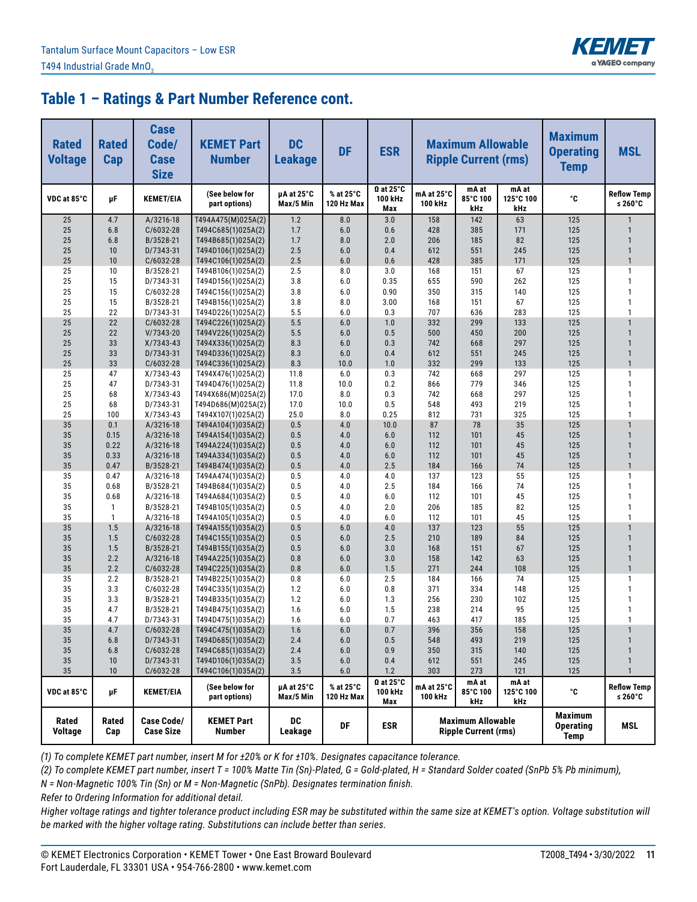## Table 1 – Ratings & Part Number Reference cont.

| Rated Voltage | Rated Cap | Case Code/ Case Size | KEMET Part Number | DC Leakage | DF | ESR | Maximum Allowable Ripple Current (rms) | | | Maximum Operating Temp | MSL |
|---|---|---|---|---|---|---|---|---|---|---|---|
| VDC at 85°C | μF | KEMET/EIA | (See below for part options) | μA at 25°C Max/5 Min | % at 25°C 120 Hz Max | Ω at 25°C 100 kHz Max | mA at 25°C 100 kHz | mA at 85°C 100 kHz | mA at 125°C 100 kHz | °C | Reflow Temp ≤ 260°C |
| 25 | 4.7 | A/3216-18 | T494A475(M)025A(2) | 1.2 | 8.0 | 3.0 | 158 | 142 | 63 | 125 | 1 |
| 25 | 6.8 | C/6032-28 | T494C685(1)025A(2) | 1.7 | 6.0 | 0.6 | 428 | 385 | 171 | 125 | 1 |
| 25 | 6.8 | B/3528-21 | T494B685(1)025A(2) | 1.7 | 8.0 | 2.0 | 206 | 185 | 82 | 125 | 1 |
| 25 | 10 | D/7343-31 | T494D106(1)025A(2) | 2.5 | 6.0 | 0.4 | 612 | 551 | 245 | 125 | 1 |
| 25 | 10 | C/6032-28 | T494C106(1)025A(2) | 2.5 | 6.0 | 0.6 | 428 | 385 | 171 | 125 | 1 |
| 25 | 10 | B/3528-21 | T494B106(1)025A(2) | 2.5 | 8.0 | 3.0 | 168 | 151 | 67 | 125 | 1 |
| 25 | 15 | D/7343-31 | T494D156(1)025A(2) | 3.8 | 6.0 | 0.35 | 655 | 590 | 262 | 125 | 1 |
| 25 | 15 | C/6032-28 | T494C156(1)025A(2) | 3.8 | 6.0 | 0.90 | 350 | 315 | 140 | 125 | 1 |
| 25 | 15 | B/3528-21 | T494B156(1)025A(2) | 3.8 | 8.0 | 3.00 | 168 | 151 | 67 | 125 | 1 |
| 25 | 22 | D/7343-31 | T494D226(1)025A(2) | 5.5 | 6.0 | 0.3 | 707 | 636 | 283 | 125 | 1 |
| 25 | 22 | C/6032-28 | T494C226(1)025A(2) | 5.5 | 6.0 | 1.0 | 332 | 299 | 133 | 125 | 1 |
| 25 | 22 | V/7343-20 | T494V226(1)025A(2) | 5.5 | 6.0 | 0.5 | 500 | 450 | 200 | 125 | 1 |
| 25 | 33 | X/7343-43 | T494X336(1)025A(2) | 8.3 | 6.0 | 0.3 | 742 | 668 | 297 | 125 | 1 |
| 25 | 33 | D/7343-31 | T494D336(1)025A(2) | 8.3 | 6.0 | 0.4 | 612 | 551 | 245 | 125 | 1 |
| 25 | 33 | C/6032-28 | T494C336(1)025A(2) | 8.3 | 10.0 | 1.0 | 332 | 299 | 133 | 125 | 1 |
| 25 | 47 | X/7343-43 | T494X476(1)025A(2) | 11.8 | 6.0 | 0.3 | 742 | 668 | 297 | 125 | 1 |
| 25 | 47 | D/7343-31 | T494D476(1)025A(2) | 11.8 | 10.0 | 0.2 | 866 | 779 | 346 | 125 | 1 |
| 25 | 68 | X/7343-43 | T494X686(M)025A(2) | 17.0 | 8.0 | 0.3 | 742 | 668 | 297 | 125 | 1 |
| 25 | 68 | D/7343-31 | T494D686(M)025A(2) | 17.0 | 10.0 | 0.5 | 548 | 493 | 219 | 125 | 1 |
| 25 | 100 | X/7343-43 | T494X107(1)025A(2) | 25.0 | 8.0 | 0.25 | 812 | 731 | 325 | 125 | 1 |
| 35 | 0.1 | A/3216-18 | T494A104(1)035A(2) | 0.5 | 4.0 | 10.0 | 87 | 78 | 35 | 125 | 1 |
| 35 | 0.15 | A/3216-18 | T494A154(1)035A(2) | 0.5 | 4.0 | 6.0 | 112 | 101 | 45 | 125 | 1 |
| 35 | 0.22 | A/3216-18 | T494A224(1)035A(2) | 0.5 | 4.0 | 6.0 | 112 | 101 | 45 | 125 | 1 |
| 35 | 0.33 | A/3216-18 | T494A334(1)035A(2) | 0.5 | 4.0 | 6.0 | 112 | 101 | 45 | 125 | 1 |
| 35 | 0.47 | B/3528-21 | T494B474(1)035A(2) | 0.5 | 4.0 | 2.5 | 184 | 166 | 74 | 125 | 1 |
| 35 | 0.47 | A/3216-18 | T494A474(1)035A(2) | 0.5 | 4.0 | 4.0 | 137 | 123 | 55 | 125 | 1 |
| 35 | 0.68 | B/3528-21 | T494B684(1)035A(2) | 0.5 | 4.0 | 2.5 | 184 | 166 | 74 | 125 | 1 |
| 35 | 0.68 | A/3216-18 | T494A684(1)035A(2) | 0.5 | 4.0 | 6.0 | 112 | 101 | 45 | 125 | 1 |
| 35 | 1 | B/3528-21 | T494B105(1)035A(2) | 0.5 | 4.0 | 2.0 | 206 | 185 | 82 | 125 | 1 |
| 35 | 1 | A/3216-18 | T494A105(1)035A(2) | 0.5 | 4.0 | 6.0 | 112 | 101 | 45 | 125 | 1 |
| 35 | 1.5 | A/3216-18 | T494A155(1)035A(2) | 0.5 | 6.0 | 4.0 | 137 | 123 | 55 | 125 | 1 |
| 35 | 1.5 | C/6032-28 | T494C155(1)035A(2) | 0.5 | 6.0 | 2.5 | 210 | 189 | 84 | 125 | 1 |
| 35 | 1.5 | B/3528-21 | T494B155(1)035A(2) | 0.5 | 6.0 | 3.0 | 168 | 151 | 67 | 125 | 1 |
| 35 | 2.2 | A/3216-18 | T494A225(1)035A(2) | 0.8 | 6.0 | 3.0 | 158 | 142 | 63 | 125 | 1 |
| 35 | 2.2 | C/6032-28 | T494C225(1)035A(2) | 0.8 | 6.0 | 1.5 | 271 | 244 | 108 | 125 | 1 |
| 35 | 2.2 | B/3528-21 | T494B225(1)035A(2) | 0.8 | 6.0 | 2.5 | 184 | 166 | 74 | 125 | 1 |
| 35 | 3.3 | C/6032-28 | T494C335(1)035A(2) | 1.2 | 6.0 | 0.8 | 371 | 334 | 148 | 125 | 1 |
| 35 | 3.3 | B/3528-21 | T494B335(1)035A(2) | 1.2 | 6.0 | 1.3 | 256 | 230 | 102 | 125 | 1 |
| 35 | 4.7 | B/3528-21 | T494B475(1)035A(2) | 1.6 | 6.0 | 1.5 | 238 | 214 | 95 | 125 | 1 |
| 35 | 4.7 | D/7343-31 | T494D475(1)035A(2) | 1.6 | 6.0 | 0.7 | 463 | 417 | 185 | 125 | 1 |
| 35 | 4.7 | C/6032-28 | T494C475(1)035A(2) | 1.6 | 6.0 | 0.7 | 396 | 356 | 158 | 125 | 1 |
| 35 | 6.8 | D/7343-31 | T494D685(1)035A(2) | 2.4 | 6.0 | 0.5 | 548 | 493 | 219 | 125 | 1 |
| 35 | 6.8 | C/6032-28 | T494C685(1)035A(2) | 2.4 | 6.0 | 0.9 | 350 | 315 | 140 | 125 | 1 |
| 35 | 10 | D/7343-31 | T494D106(1)035A(2) | 3.5 | 6.0 | 0.4 | 612 | 551 | 245 | 125 | 1 |
| 35 | 10 | C/6032-28 | T494C106(1)035A(2) | 3.5 | 6.0 | 1.2 | 303 | 273 | 121 | 125 | 1 |
| VDC at 85°C | μF | KEMET/EIA | (See below for part options) | μA at 25°C Max/5 Min | % at 25°C 120 Hz Max | Ω at 25°C 100 kHz Max | mA at 25°C 100 kHz | mA at 85°C 100 kHz | mA at 125°C 100 kHz | °C | Reflow Temp ≤ 260°C |
| Rated Voltage | Rated Cap | Case Code/ Case Size | KEMET Part Number | DC Leakage | DF | ESR | Maximum Allowable Ripple Current (rms) | | | Maximum Operating Temp | MSL |

*(1) To complete KEMET part number, insert M for ±20% or K for ±10%. Designates capacitance tolerance.*

*(2) To complete KEMET part number, insert T = 100% Matte Tin (Sn)-Plated, G = Gold-plated, H = Standard Solder coated (SnPb 5% Pb minimum), N = Non-Magnetic 100% Tin (Sn) or M = Non-Magnetic (SnPb). Designates termination finish.*

*Refer to Ordering Information for additional detail.*

*Higher voltage ratings and tighter tolerance product including ESR may be substituted within the same size at KEMET's option. Voltage substitution will be marked with the higher voltage rating. Substitutions can include better than series.*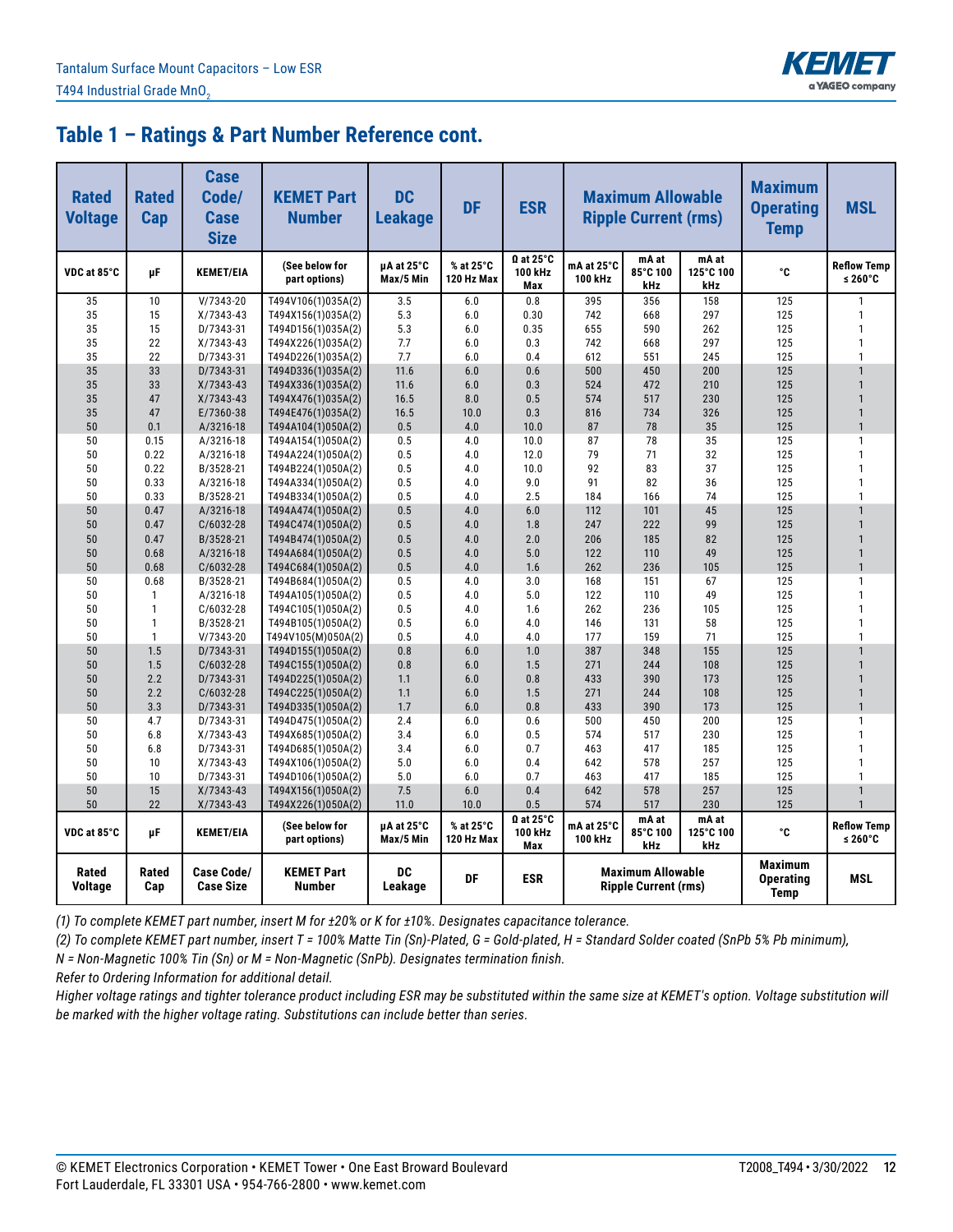## Table 1 – Ratings & Part Number Reference cont.

| Rated Voltage | Rated Cap | Case Code/ Case Size | KEMET Part Number | DC Leakage | DF | ESR | Maximum Allowable Ripple Current (rms) | | | Maximum Operating Temp | MSL |
|---|---|---|---|---|---|---|---|---|---|---|---|
| VDC at 85°C | µF | KEMET/EIA | (See below for part options) | µA at 25°C Max/5 Min | % at 25°C 120 Hz Max | Ω at 25°C 100 kHz Max | mA at 25°C 100 kHz | mA at 85°C 100 kHz | mA at 125°C 100 kHz | °C | Reflow Temp ≤ 260°C |
| 35 | 10 | V/7343-20 | T494V106(1)035A(2) | 3.5 | 6.0 | 0.8 | 395 | 356 | 158 | 125 | 1 |
| 35 | 15 | X/7343-43 | T494X156(1)035A(2) | 5.3 | 6.0 | 0.30 | 742 | 668 | 297 | 125 | 1 |
| 35 | 15 | D/7343-31 | T494D156(1)035A(2) | 5.3 | 6.0 | 0.35 | 655 | 590 | 262 | 125 | 1 |
| 35 | 22 | X/7343-43 | T494X226(1)035A(2) | 7.7 | 6.0 | 0.3 | 742 | 668 | 297 | 125 | 1 |
| 35 | 22 | D/7343-31 | T494D226(1)035A(2) | 7.7 | 6.0 | 0.4 | 612 | 551 | 245 | 125 | 1 |
| 35 | 33 | D/7343-31 | T494D336(1)035A(2) | 11.6 | 6.0 | 0.6 | 500 | 450 | 200 | 125 | 1 |
| 35 | 33 | X/7343-43 | T494X336(1)035A(2) | 11.6 | 6.0 | 0.3 | 524 | 472 | 210 | 125 | 1 |
| 35 | 47 | X/7343-43 | T494X476(1)035A(2) | 16.5 | 8.0 | 0.5 | 574 | 517 | 230 | 125 | 1 |
| 35 | 47 | E/7360-38 | T494E476(1)035A(2) | 16.5 | 10.0 | 0.3 | 816 | 734 | 326 | 125 | 1 |
| 50 | 0.1 | A/3216-18 | T494A104(1)050A(2) | 0.5 | 4.0 | 10.0 | 87 | 78 | 35 | 125 | 1 |
| 50 | 0.15 | A/3216-18 | T494A154(1)050A(2) | 0.5 | 4.0 | 10.0 | 87 | 78 | 35 | 125 | 1 |
| 50 | 0.22 | A/3216-18 | T494A224(1)050A(2) | 0.5 | 4.0 | 12.0 | 79 | 71 | 32 | 125 | 1 |
| 50 | 0.22 | B/3528-21 | T494B224(1)050A(2) | 0.5 | 4.0 | 10.0 | 92 | 83 | 37 | 125 | 1 |
| 50 | 0.33 | A/3216-18 | T494A334(1)050A(2) | 0.5 | 4.0 | 9.0 | 91 | 82 | 36 | 125 | 1 |
| 50 | 0.33 | B/3528-21 | T494B334(1)050A(2) | 0.5 | 4.0 | 2.5 | 184 | 166 | 74 | 125 | 1 |
| 50 | 0.47 | A/3216-18 | T494A474(1)050A(2) | 0.5 | 4.0 | 6.0 | 112 | 101 | 45 | 125 | 1 |
| 50 | 0.47 | C/6032-28 | T494C474(1)050A(2) | 0.5 | 4.0 | 1.8 | 247 | 222 | 99 | 125 | 1 |
| 50 | 0.47 | B/3528-21 | T494B474(1)050A(2) | 0.5 | 4.0 | 2.0 | 206 | 185 | 82 | 125 | 1 |
| 50 | 0.68 | A/3216-18 | T494A684(1)050A(2) | 0.5 | 4.0 | 5.0 | 122 | 110 | 49 | 125 | 1 |
| 50 | 0.68 | C/6032-28 | T494C684(1)050A(2) | 0.5 | 4.0 | 1.6 | 262 | 236 | 105 | 125 | 1 |
| 50 | 0.68 | B/3528-21 | T494B684(1)050A(2) | 0.5 | 4.0 | 3.0 | 168 | 151 | 67 | 125 | 1 |
| 50 | 1 | A/3216-18 | T494A105(1)050A(2) | 0.5 | 4.0 | 5.0 | 122 | 110 | 49 | 125 | 1 |
| 50 | 1 | C/6032-28 | T494C105(1)050A(2) | 0.5 | 4.0 | 1.6 | 262 | 236 | 105 | 125 | 1 |
| 50 | 1 | B/3528-21 | T494B105(1)050A(2) | 0.5 | 6.0 | 4.0 | 146 | 131 | 58 | 125 | 1 |
| 50 | 1 | V/7343-20 | T494V105(M)050A(2) | 0.5 | 4.0 | 4.0 | 177 | 159 | 71 | 125 | 1 |
| 50 | 1.5 | D/7343-31 | T494D155(1)050A(2) | 0.8 | 6.0 | 1.0 | 387 | 348 | 155 | 125 | 1 |
| 50 | 1.5 | C/6032-28 | T494C155(1)050A(2) | 0.8 | 6.0 | 1.5 | 271 | 244 | 108 | 125 | 1 |
| 50 | 2.2 | D/7343-31 | T494D225(1)050A(2) | 1.1 | 6.0 | 0.8 | 433 | 390 | 173 | 125 | 1 |
| 50 | 2.2 | C/6032-28 | T494C225(1)050A(2) | 1.1 | 6.0 | 1.5 | 271 | 244 | 108 | 125 | 1 |
| 50 | 3.3 | D/7343-31 | T494D335(1)050A(2) | 1.7 | 6.0 | 0.8 | 433 | 390 | 173 | 125 | 1 |
| 50 | 4.7 | D/7343-31 | T494D475(1)050A(2) | 2.4 | 6.0 | 0.6 | 500 | 450 | 200 | 125 | 1 |
| 50 | 6.8 | X/7343-43 | T494X685(1)050A(2) | 3.4 | 6.0 | 0.5 | 574 | 517 | 230 | 125 | 1 |
| 50 | 6.8 | D/7343-31 | T494D685(1)050A(2) | 3.4 | 6.0 | 0.7 | 463 | 417 | 185 | 125 | 1 |
| 50 | 10 | X/7343-43 | T494X106(1)050A(2) | 5.0 | 6.0 | 0.4 | 642 | 578 | 257 | 125 | 1 |
| 50 | 10 | D/7343-31 | T494D106(1)050A(2) | 5.0 | 6.0 | 0.7 | 463 | 417 | 185 | 125 | 1 |
| 50 | 15 | X/7343-43 | T494X156(1)050A(2) | 7.5 | 6.0 | 0.4 | 642 | 578 | 257 | 125 | 1 |
| 50 | 22 | X/7343-43 | T494X226(1)050A(2) | 11.0 | 10.0 | 0.5 | 574 | 517 | 230 | 125 | 1 |
| VDC at 85°C | µF | KEMET/EIA | (See below for part options) | µA at 25°C Max/5 Min | % at 25°C 120 Hz Max | Ω at 25°C 100 kHz Max | mA at 25°C 100 kHz | mA at 85°C 100 kHz | mA at 125°C 100 kHz | °C | Reflow Temp ≤ 260°C |
| Rated Voltage | Rated Cap | Case Code/ Case Size | KEMET Part Number | DC Leakage | DF | ESR | Maximum Allowable Ripple Current (rms) | | | Maximum Operating Temp | MSL |

*(1) To complete KEMET part number, insert M for ±20% or K for ±10%. Designates capacitance tolerance.*

*(2) To complete KEMET part number, insert T = 100% Matte Tin (Sn)-Plated, G = Gold-plated, H = Standard Solder coated (SnPb 5% Pb minimum), N = Non-Magnetic 100% Tin (Sn) or M = Non-Magnetic (SnPb). Designates termination finish.*

*Refer to Ordering Information for additional detail.*

*Higher voltage ratings and tighter tolerance product including ESR may be substituted within the same size at KEMET's option. Voltage substitution will be marked with the higher voltage rating. Substitutions can include better than series.*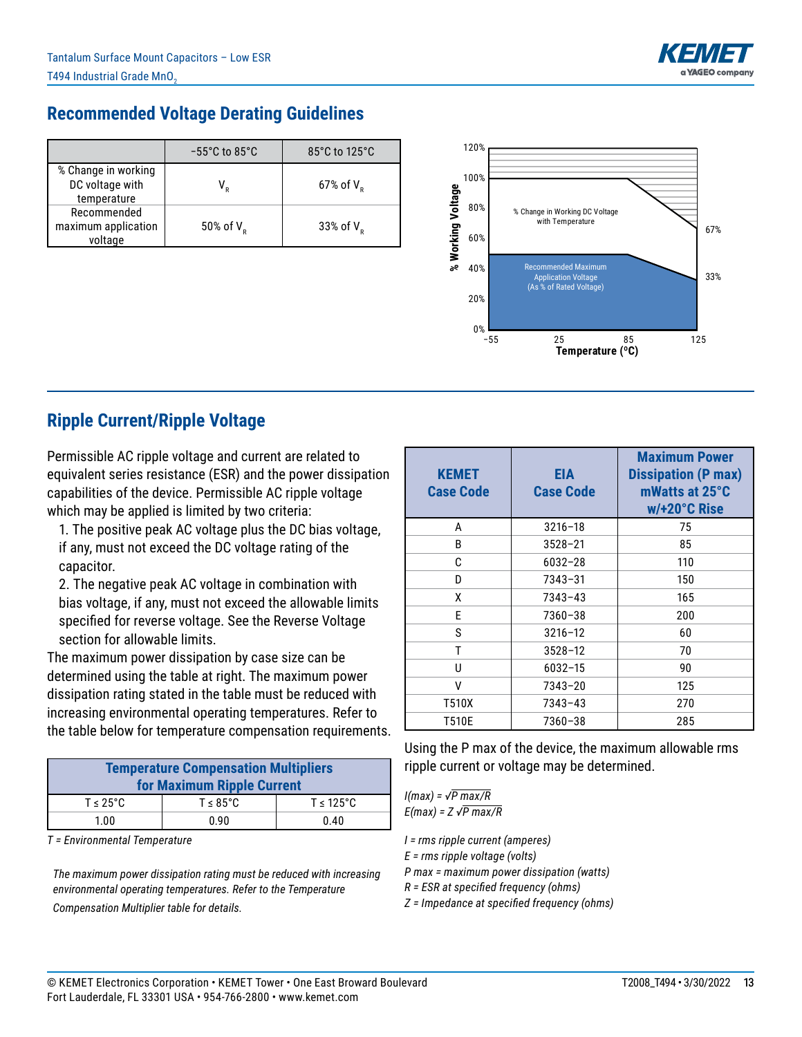## Recommended Voltage Derating Guidelines

| | −55°C to 85°C | 85°C to 125°C |
|---|---|---|
| % Change in working DC voltage with temperature | $V_R$ | 67% of $V_R$ |
| Recommended maximum application voltage | 50% of $V_R$ | 33% of $V_R$ |

120%
100%
80%
60%
40%
20%
0%
% Working Voltage

% Change in Working DC Voltage with Temperature

Recommended Maximum Application Voltage (As % of Rated Voltage)

67%
33%

−55 25 85 125
Temperature (ºC)

## Ripple Current/Ripple Voltage

Permissible AC ripple voltage and current are related to equivalent series resistance (ESR) and the power dissipation capabilities of the device. Permissible AC ripple voltage which may be applied is limited by two criteria:

1. The positive peak AC voltage plus the DC bias voltage, if any, must not exceed the DC voltage rating of the capacitor.
2. The negative peak AC voltage in combination with bias voltage, if any, must not exceed the allowable limits specified for reverse voltage. See the Reverse Voltage section for allowable limits.

The maximum power dissipation by case size can be determined using the table at right. The maximum power dissipation rating stated in the table must be reduced with increasing environmental operating temperatures. Refer to the table below for temperature compensation requirements.

| Temperature Compensation Multipliers for Maximum Ripple Current | | |
|---|---|---|
| T ≤ 25°C | T ≤ 85°C | T ≤ 125°C |
| 1.00 | 0.90 | 0.40 |

*T = Environmental Temperature*

*The maximum power dissipation rating must be reduced with increasing environmental operating temperatures. Refer to the Temperature Compensation Multiplier table for details.*

| KEMET Case Code | EIA Case Code | Maximum Power Dissipation (P max) mWatts at 25°C w/+20°C Rise |
|---|---|---|
| A | 3216–18 | 75 |
| B | 3528–21 | 85 |
| C | 6032–28 | 110 |
| D | 7343–31 | 150 |
| X | 7343–43 | 165 |
| E | 7360–38 | 200 |
| S | 3216–12 | 60 |
| T | 3528–12 | 70 |
| U | 6032–15 | 90 |
| V | 7343–20 | 125 |
| T510X | 7343–43 | 270 |
| T510E | 7360–38 | 285 |

Using the P max of the device, the maximum allowable rms ripple current or voltage may be determined.

$I(max) = \sqrt{P\,max/R}$
$E(max) = Z\,\sqrt{P\,max/R}$

*I = rms ripple current (amperes)*
*E = rms ripple voltage (volts)*
*P max = maximum power dissipation (watts)*
*R = ESR at specified frequency (ohms)*
*Z = Impedance at specified frequency (ohms)*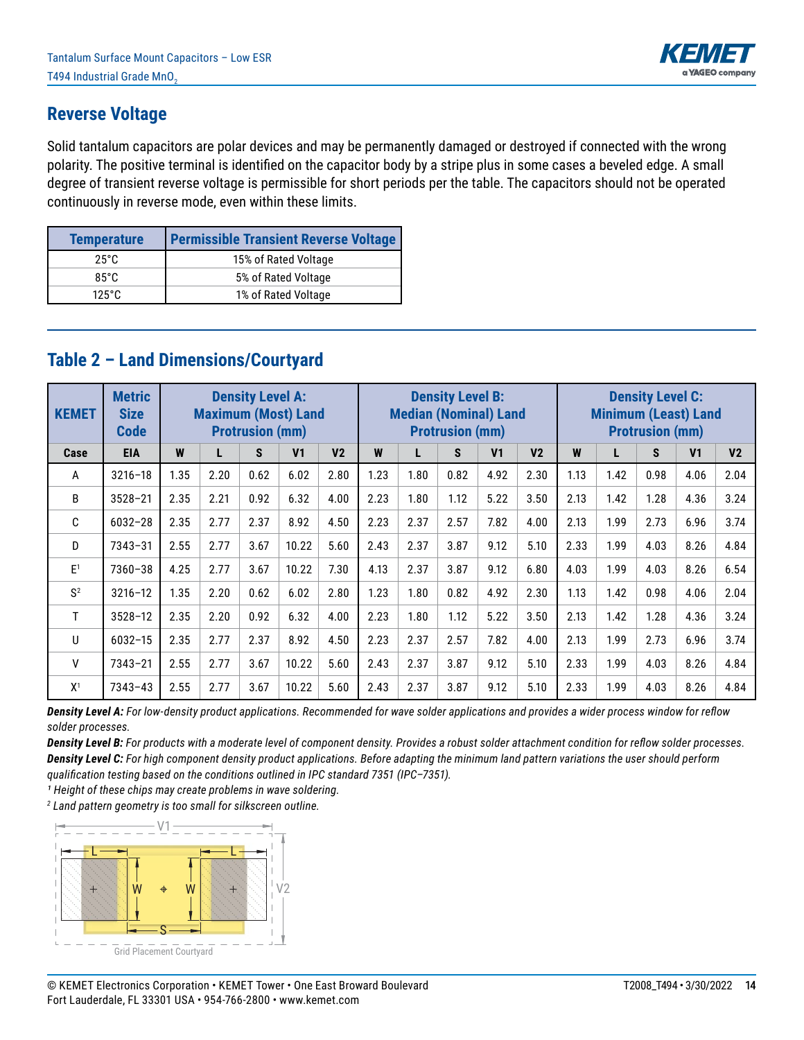## Reverse Voltage

Solid tantalum capacitors are polar devices and may be permanently damaged or destroyed if connected with the wrong polarity. The positive terminal is identified on the capacitor body by a stripe plus in some cases a beveled edge. A small degree of transient reverse voltage is permissible for short periods per the table. The capacitors should not be operated continuously in reverse mode, even within these limits.

| Temperature | Permissible Transient Reverse Voltage |
|---|---|
| 25°C | 15% of Rated Voltage |
| 85°C | 5% of Rated Voltage |
| 125°C | 1% of Rated Voltage |

## Table 2 – Land Dimensions/Courtyard

| KEMET | Metric Size Code | Density Level A: Maximum (Most) Land Protrusion (mm) | | | | | Density Level B: Median (Nominal) Land Protrusion (mm) | | | | | Density Level C: Minimum (Least) Land Protrusion (mm) | | | | |
|---|---|---|---|---|---|---|---|---|---|---|---|---|---|---|---|---|
| Case | EIA | W | L | S | V1 | V2 | W | L | S | V1 | V2 | W | L | S | V1 | V2 |
| A | 3216–18 | 1.35 | 2.20 | 0.62 | 6.02 | 2.80 | 1.23 | 1.80 | 0.82 | 4.92 | 2.30 | 1.13 | 1.42 | 0.98 | 4.06 | 2.04 |
| B | 3528–21 | 2.35 | 2.21 | 0.92 | 6.32 | 4.00 | 2.23 | 1.80 | 1.12 | 5.22 | 3.50 | 2.13 | 1.42 | 1.28 | 4.36 | 3.24 |
| C | 6032–28 | 2.35 | 2.77 | 2.37 | 8.92 | 4.50 | 2.23 | 2.37 | 2.57 | 7.82 | 4.00 | 2.13 | 1.99 | 2.73 | 6.96 | 3.74 |
| D | 7343–31 | 2.55 | 2.77 | 3.67 | 10.22 | 5.60 | 2.43 | 2.37 | 3.87 | 9.12 | 5.10 | 2.33 | 1.99 | 4.03 | 8.26 | 4.84 |
| E[1] | 7360–38 | 4.25 | 2.77 | 3.67 | 10.22 | 7.30 | 4.13 | 2.37 | 3.87 | 9.12 | 6.80 | 4.03 | 1.99 | 4.03 | 8.26 | 6.54 |
| S[2] | 3216–12 | 1.35 | 2.20 | 0.62 | 6.02 | 2.80 | 1.23 | 1.80 | 0.82 | 4.92 | 2.30 | 1.13 | 1.42 | 0.98 | 4.06 | 2.04 |
| T | 3528–12 | 2.35 | 2.20 | 0.92 | 6.32 | 4.00 | 2.23 | 1.80 | 1.12 | 5.22 | 3.50 | 2.13 | 1.42 | 1.28 | 4.36 | 3.24 |
| U | 6032–15 | 2.35 | 2.77 | 2.37 | 8.92 | 4.50 | 2.23 | 2.37 | 2.57 | 7.82 | 4.00 | 2.13 | 1.99 | 2.73 | 6.96 | 3.74 |
| V | 7343–21 | 2.55 | 2.77 | 3.67 | 10.22 | 5.60 | 2.43 | 2.37 | 3.87 | 9.12 | 5.10 | 2.33 | 1.99 | 4.03 | 8.26 | 4.84 |
| X[1] | 7343–43 | 2.55 | 2.77 | 3.67 | 10.22 | 5.60 | 2.43 | 2.37 | 3.87 | 9.12 | 5.10 | 2.33 | 1.99 | 4.03 | 8.26 | 4.84 |

***Density Level A:*** *For low-density product applications. Recommended for wave solder applications and provides a wider process window for reflow solder processes.*

***Density Level B:*** *For products with a moderate level of component density. Provides a robust solder attachment condition for reflow solder processes.*

***Density Level C:*** *For high component density product applications. Before adapting the minimum land pattern variations the user should perform qualification testing based on the conditions outlined in IPC standard 7351 (IPC–7351).*

*[1] Height of these chips may create problems in wave soldering.*

*[2] Land pattern geometry is too small for silkscreen outline.*

Grid Placement Courtyard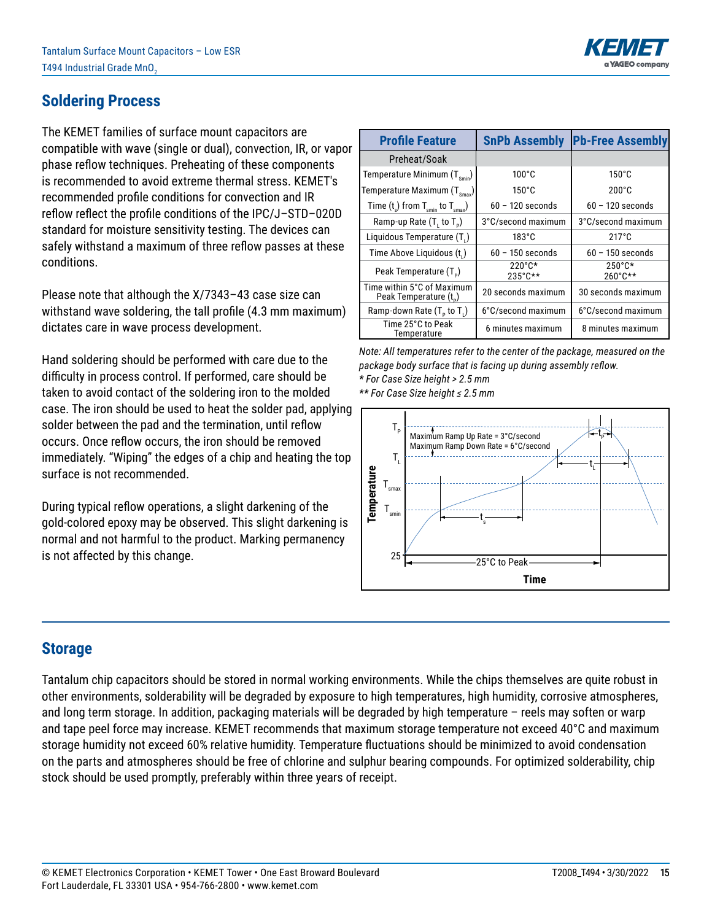## Soldering Process

The KEMET families of surface mount capacitors are compatible with wave (single or dual), convection, IR, or vapor phase reflow techniques. Preheating of these components is recommended to avoid extreme thermal stress. KEMET's recommended profile conditions for convection and IR reflow reflect the profile conditions of the IPC/J–STD–020D standard for moisture sensitivity testing. The devices can safely withstand a maximum of three reflow passes at these conditions.

Please note that although the X/7343–43 case size can withstand wave soldering, the tall profile (4.3 mm maximum) dictates care in wave process development.

Hand soldering should be performed with care due to the difficulty in process control. If performed, care should be taken to avoid contact of the soldering iron to the molded case. The iron should be used to heat the solder pad, applying solder between the pad and the termination, until reflow occurs. Once reflow occurs, the iron should be removed immediately. "Wiping" the edges of a chip and heating the top surface is not recommended.

During typical reflow operations, a slight darkening of the gold-colored epoxy may be observed. This slight darkening is normal and not harmful to the product. Marking permanency is not affected by this change.

| Profile Feature | SnPb Assembly | Pb-Free Assembly |
|---|---|---|
| Preheat/Soak | | |
| Temperature Minimum ($T_{Smin}$) | 100°C | 150°C |
| Temperature Maximum ($T_{Smax}$) | 150°C | 200°C |
| Time ($t_s$) from $T_{smin}$ to $T_{smax}$) | 60 – 120 seconds | 60 – 120 seconds |
| Ramp-up Rate ($T_L$ to $T_P$) | 3°C/second maximum | 3°C/second maximum |
| Liquidous Temperature ($T_L$) | 183°C | 217°C |
| Time Above Liquidous ($t_L$) | 60 – 150 seconds | 60 – 150 seconds |
| Peak Temperature ($T_P$) | 220°C*<br>235°C** | 250°C*<br>260°C** |
| Time within 5°C of Maximum Peak Temperature ($t_P$) | 20 seconds maximum | 30 seconds maximum |
| Ramp-down Rate ($T_P$ to $T_L$) | 6°C/second maximum | 6°C/second maximum |
| Time 25°C to Peak Temperature | 6 minutes maximum | 8 minutes maximum |

*Note: All temperatures refer to the center of the package, measured on the package body surface that is facing up during assembly reflow.*

*\* For Case Size height > 2.5 mm*

*\*\* For Case Size height ≤ 2.5 mm*

## Storage

Tantalum chip capacitors should be stored in normal working environments. While the chips themselves are quite robust in other environments, solderability will be degraded by exposure to high temperatures, high humidity, corrosive atmospheres, and long term storage. In addition, packaging materials will be degraded by high temperature – reels may soften or warp and tape peel force may increase. KEMET recommends that maximum storage temperature not exceed 40°C and maximum storage humidity not exceed 60% relative humidity. Temperature fluctuations should be minimized to avoid condensation on the parts and atmospheres should be free of chlorine and sulphur bearing compounds. For optimized solderability, chip stock should be used promptly, preferably within three years of receipt.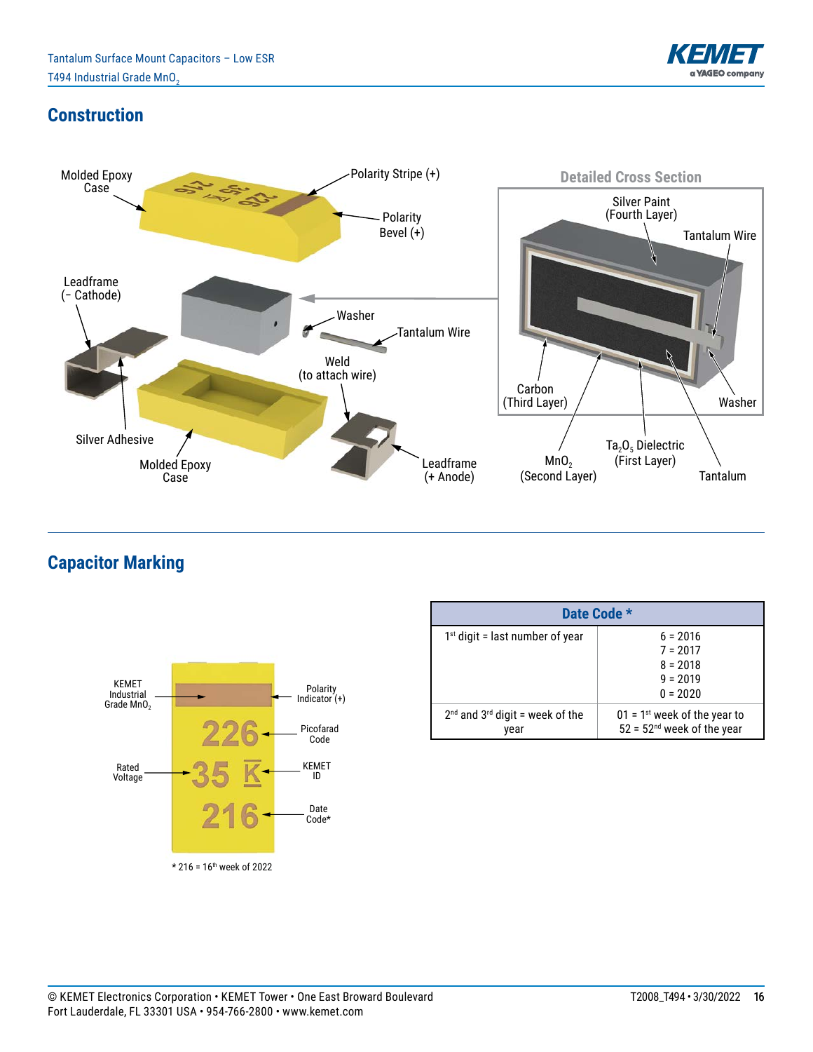## Construction

Molded Epoxy Case

Polarity Stripe (+)

Polarity Bevel (+)

Leadframe (– Cathode)

Washer

Tantalum Wire

Weld (to attach wire)

Silver Adhesive

Molded Epoxy Case

Leadframe (+ Anode)

**Detailed Cross Section**

Silver Paint (Fourth Layer)

Tantalum Wire

Carbon (Third Layer)

Washer

$MnO_2$ (Second Layer)

$Ta_2O_5$ Dielectric (First Layer)

Tantalum

## Capacitor Marking

KEMET Industrial Grade $MnO_2$

Polarity Indicator (+)

Picofarad Code

Rated Voltage

KEMET ID

Date Code*

226

35 K

216

* 216 = 16th week of 2022

| Date Code * | |
|---|---|
| 1st digit = last number of year | 6 = 2016<br>7 = 2017<br>8 = 2018<br>9 = 2019<br>0 = 2020 |
| 2nd and 3rd digit = week of the year | 01 = 1st week of the year to<br>52 = 52nd week of the year |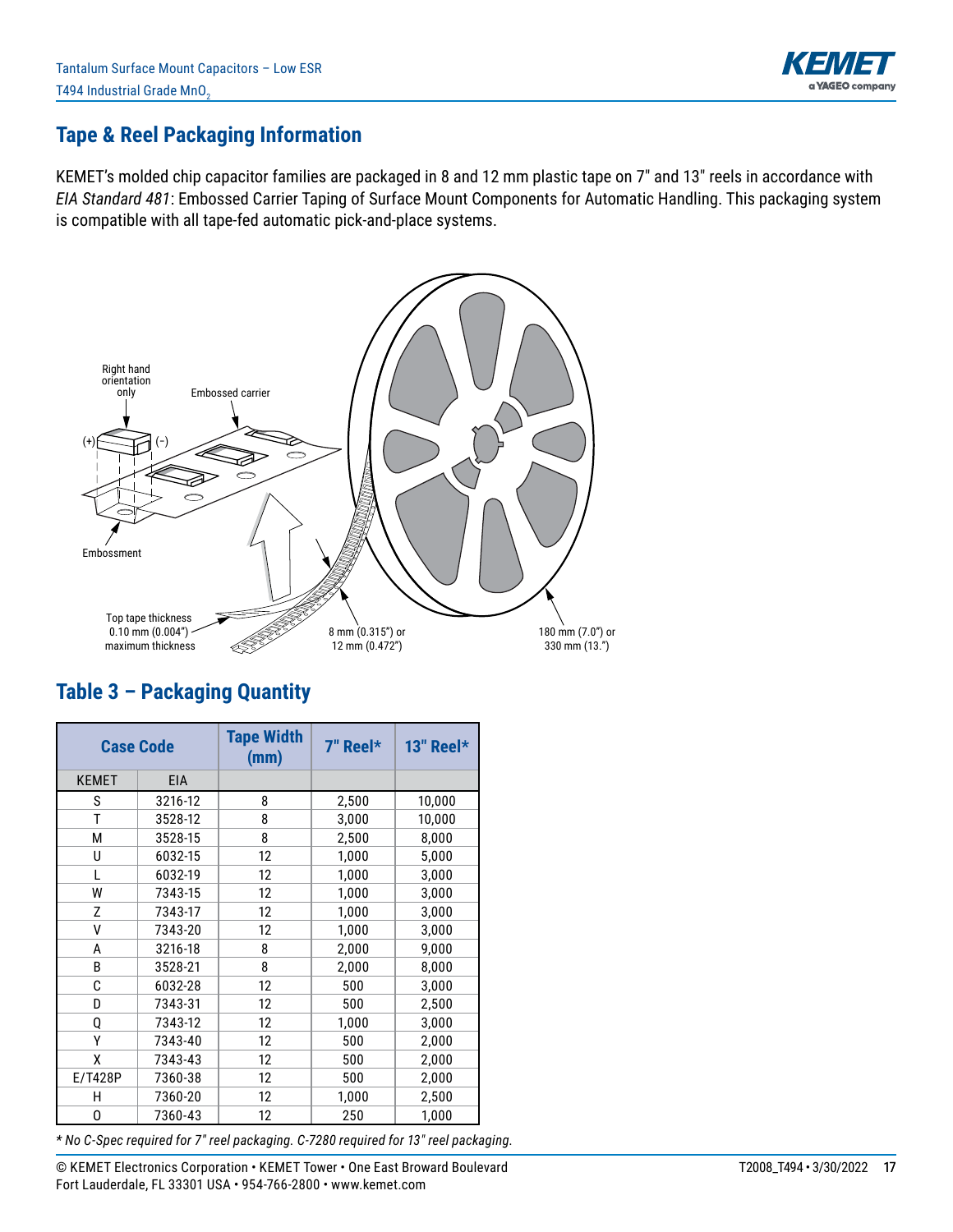## Tape & Reel Packaging Information

KEMET's molded chip capacitor families are packaged in 8 and 12 mm plastic tape on 7" and 13" reels in accordance with *EIA Standard 481*: Embossed Carrier Taping of Surface Mount Components for Automatic Handling. This packaging system is compatible with all tape-fed automatic pick-and-place systems.

Right hand orientation only

Embossed carrier

(+) (–)

Embossment

Top tape thickness 0.10 mm (0.004") maximum thickness

8 mm (0.315") or 12 mm (0.472")

180 mm (7.0") or 330 mm (13.")

## Table 3 – Packaging Quantity

| Case Code | | Tape Width (mm) | 7" Reel* | 13" Reel* |
|---|---|---|---|---|
| KEMET | EIA | | | |
| S | 3216-12 | 8 | 2,500 | 10,000 |
| T | 3528-12 | 8 | 3,000 | 10,000 |
| M | 3528-15 | 8 | 2,500 | 8,000 |
| U | 6032-15 | 12 | 1,000 | 5,000 |
| L | 6032-19 | 12 | 1,000 | 3,000 |
| W | 7343-15 | 12 | 1,000 | 3,000 |
| Z | 7343-17 | 12 | 1,000 | 3,000 |
| V | 7343-20 | 12 | 1,000 | 3,000 |
| A | 3216-18 | 8 | 2,000 | 9,000 |
| B | 3528-21 | 8 | 2,000 | 8,000 |
| C | 6032-28 | 12 | 500 | 3,000 |
| D | 7343-31 | 12 | 500 | 2,500 |
| Q | 7343-12 | 12 | 1,000 | 3,000 |
| Y | 7343-40 | 12 | 500 | 2,000 |
| X | 7343-43 | 12 | 500 | 2,000 |
| E/T428P | 7360-38 | 12 | 500 | 2,000 |
| H | 7360-20 | 12 | 1,000 | 2,500 |
| 0 | 7360-43 | 12 | 250 | 1,000 |

*\* No C-Spec required for 7" reel packaging. C-7280 required for 13" reel packaging.*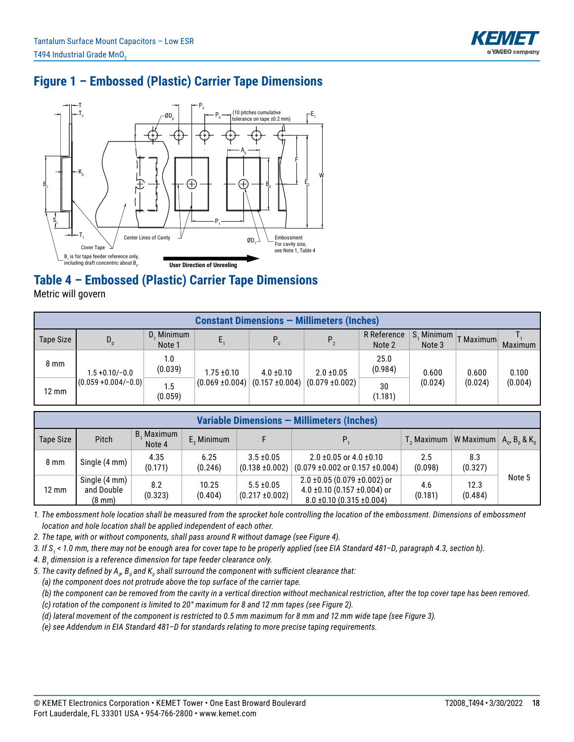## Figure 1 – Embossed (Plastic) Carrier Tape Dimensions

## Table 4 – Embossed (Plastic) Carrier Tape Dimensions

Metric will govern

| Constant Dimensions — Millimeters (Inches) | | | | | | | | | |
|---|---|---|---|---|---|---|---|---|---|
| Tape Size | $D_0$ | $D_1$ Minimum Note 1 | $E_1$ | $P_0$ | $P_2$ | R Reference Note 2 | $S_1$ Minimum Note 3 | T Maximum | $T_1$ Maximum |
| 8 mm | 1.5 +0.10/−0.0 (0.059 +0.004/−0.0) | 1.0 (0.039) | 1.75 ±0.10 (0.069 ±0.004) | 4.0 ±0.10 (0.157 ±0.004) | 2.0 ±0.05 (0.079 ±0.002) | 25.0 (0.984) | 0.600 (0.024) | 0.600 (0.024) | 0.100 (0.004) |
| 12 mm | | 1.5 (0.059) | | | | 30 (1.181) | | | |

| Variable Dimensions — Millimeters (Inches) | | | | | | | | |
|---|---|---|---|---|---|---|---|---|
| Tape Size | Pitch | $B_1$ Maximum Note 4 | $E_2$ Minimum | F | $P_1$ | $T_2$ Maximum | W Maximum | $A_0$, $B_0$ & $K_0$ |
| 8 mm | Single (4 mm) | 4.35 (0.171) | 6.25 (0.246) | 3.5 ±0.05 (0.138 ±0.002) | 2.0 ±0.05 or 4.0 ±0.10 (0.079 ±0.002 or 0.157 ±0.004) | 2.5 (0.098) | 8.3 (0.327) | Note 5 |
| 12 mm | Single (4 mm) and Double (8 mm) | 8.2 (0.323) | 10.25 (0.404) | 5.5 ±0.05 (0.217 ±0.002) | 2.0 ±0.05 (0.079 ±0.002) or 4.0 ±0.10 (0.157 ±0.004) or 8.0 ±0.10 (0.315 ±0.004) | 4.6 (0.181) | 12.3 (0.484) | |

*1. The embossment hole location shall be measured from the sprocket hole controlling the location of the embossment. Dimensions of embossment location and hole location shall be applied independent of each other.*

*2. The tape, with or without components, shall pass around R without damage (see Figure 4).*

*3. If $S_1$ < 1.0 mm, there may not be enough area for cover tape to be properly applied (see EIA Standard 481–D, paragraph 4.3, section b).*

*4. $B_1$ dimension is a reference dimension for tape feeder clearance only.*

*5. The cavity defined by $A_0$, $B_0$ and $K_0$ shall surround the component with sufficient clearance that:*

*(a) the component does not protrude above the top surface of the carrier tape.*

*(b) the component can be removed from the cavity in a vertical direction without mechanical restriction, after the top cover tape has been removed.*

*(c) rotation of the component is limited to 20° maximum for 8 and 12 mm tapes (see Figure 2).*

*(d) lateral movement of the component is restricted to 0.5 mm maximum for 8 mm and 12 mm wide tape (see Figure 3).*

*(e) see Addendum in EIA Standard 481–D for standards relating to more precise taping requirements.*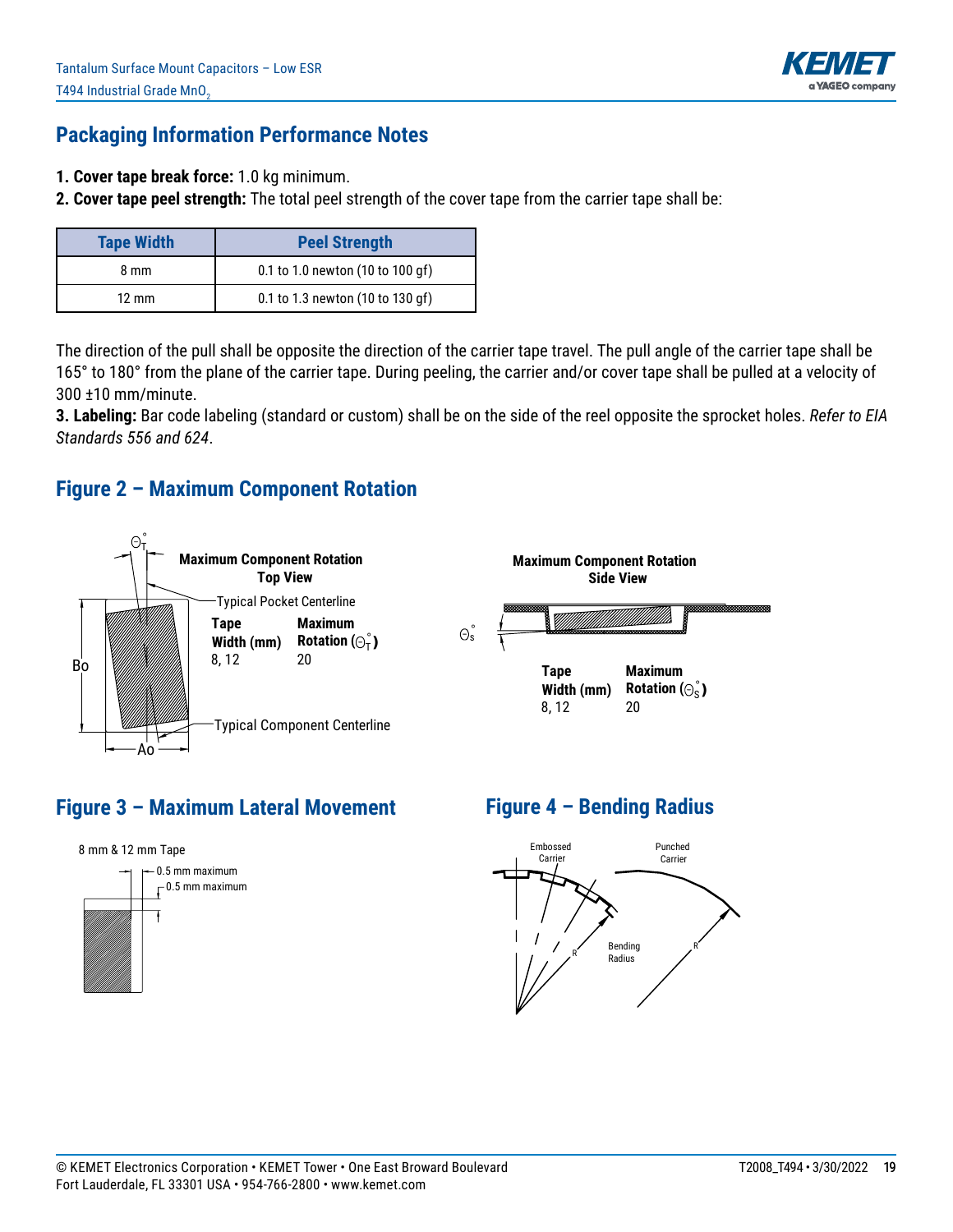## Packaging Information Performance Notes

1. **Cover tape break force:** 1.0 kg minimum.
2. **Cover tape peel strength:** The total peel strength of the cover tape from the carrier tape shall be:

| Tape Width | Peel Strength |
|---|---|
| 8 mm | 0.1 to 1.0 newton (10 to 100 gf) |
| 12 mm | 0.1 to 1.3 newton (10 to 130 gf) |

The direction of the pull shall be opposite the direction of the carrier tape travel. The pull angle of the carrier tape shall be 165° to 180° from the plane of the carrier tape. During peeling, the carrier and/or cover tape shall be pulled at a velocity of 300 ±10 mm/minute.

3. **Labeling:** Bar code labeling (standard or custom) shall be on the side of the reel opposite the sprocket holes. *Refer to EIA Standards 556 and 624*.

## Figure 2 – Maximum Component Rotation

**Maximum Component Rotation Top View**

Typical Pocket Centerline

Typical Component Centerline

| Tape Width (mm) | Maximum Rotation ($\Theta_T^\circ$) |
|---|---|
| 8, 12 | 20 |

**Maximum Component Rotation Side View**

| Tape Width (mm) | Maximum Rotation ($\Theta_S^\circ$) |
|---|---|
| 8, 12 | 20 |

## Figure 3 – Maximum Lateral Movement

8 mm & 12 mm Tape

0.5 mm maximum

0.5 mm maximum

## Figure 4 – Bending Radius

Embossed Carrier

Punched Carrier

Bending Radius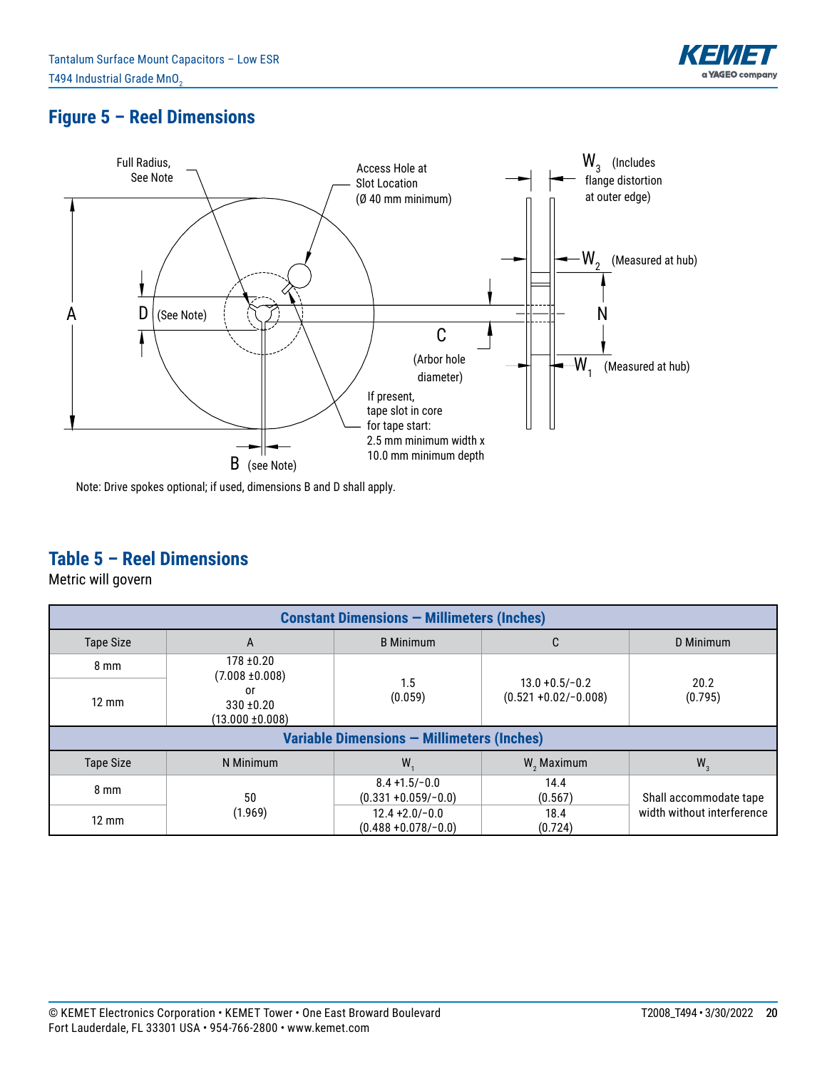## Figure 5 – Reel Dimensions

Full Radius, See Note

Access Hole at Slot Location (Ø 40 mm minimum)

$W_3$ (Includes flange distortion at outer edge)

$W_2$ (Measured at hub)

N

A

D (See Note)

C (Arbor hole diameter)

$W_1$ (Measured at hub)

If present, tape slot in core for tape start: 2.5 mm minimum width x 10.0 mm minimum depth

B (see Note)

Note: Drive spokes optional; if used, dimensions B and D shall apply.

## Table 5 – Reel Dimensions

Metric will govern

| Constant Dimensions — Millimeters (Inches) | | | | |
|---|---|---|---|---|
| Tape Size | A | B Minimum | C | D Minimum |
| 8 mm | 178 ±0.20 (7.008 ±0.008) or 330 ±0.20 (13.000 ±0.008) | 1.5 (0.059) | 13.0 +0.5/−0.2 (0.521 +0.02/−0.008) | 20.2 (0.795) |
| 12 mm | | | | |
| **Variable Dimensions — Millimeters (Inches)** | | | | |
| Tape Size | N Minimum | $W_1$ | $W_2$ Maximum | $W_3$ |
| 8 mm | 50 (1.969) | 8.4 +1.5/−0.0 (0.331 +0.059/−0.0) | 14.4 (0.567) | Shall accommodate tape width without interference |
| 12 mm | | 12.4 +2.0/−0.0 (0.488 +0.078/−0.0) | 18.4 (0.724) | |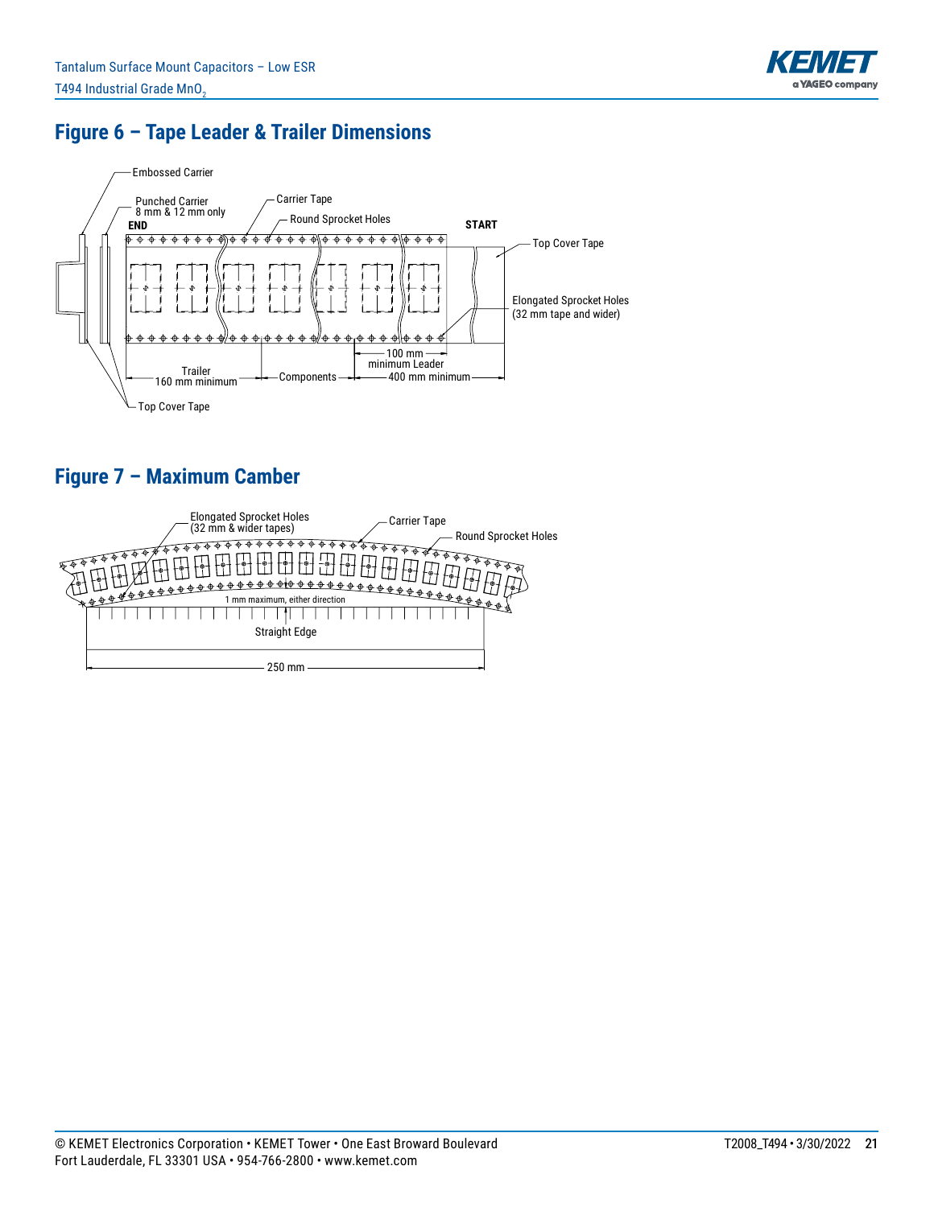## Figure 6 – Tape Leader & Trailer Dimensions

Embossed Carrier

Punched Carrier 8 mm & 12 mm only

Carrier Tape

Round Sprocket Holes

END

START

Top Cover Tape

Elongated Sprocket Holes (32 mm tape and wider)

100 mm minimum Leader

Trailer 160 mm minimum

Components

400 mm minimum

Top Cover Tape

## Figure 7 – Maximum Camber

Elongated Sprocket Holes (32 mm & wider tapes)

Carrier Tape

Round Sprocket Holes

1 mm maximum, either direction

Straight Edge

250 mm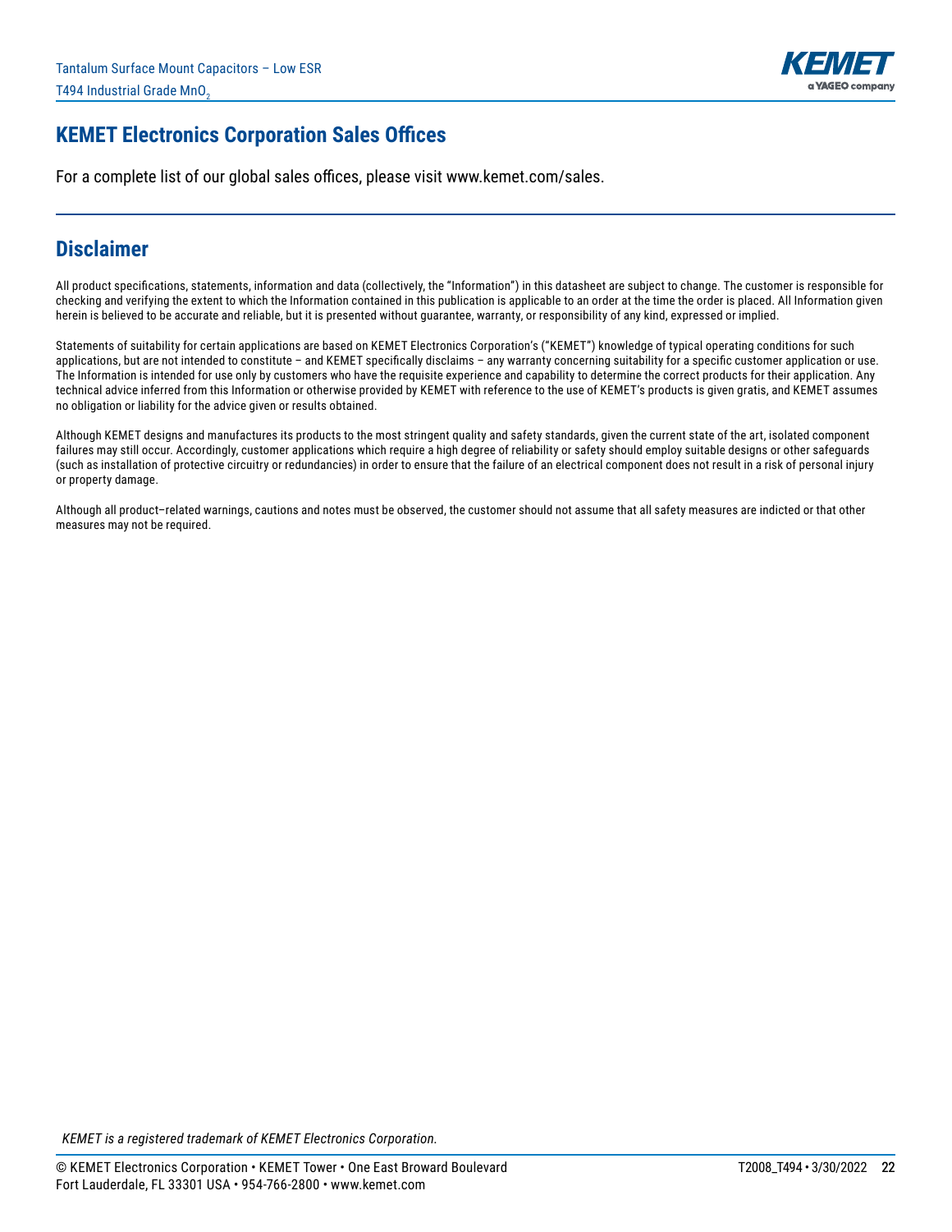## KEMET Electronics Corporation Sales Offices

For a complete list of our global sales offices, please visit www.kemet.com/sales.

## Disclaimer

All product specifications, statements, information and data (collectively, the "Information") in this datasheet are subject to change. The customer is responsible for checking and verifying the extent to which the Information contained in this publication is applicable to an order at the time the order is placed. All Information given herein is believed to be accurate and reliable, but it is presented without guarantee, warranty, or responsibility of any kind, expressed or implied.

Statements of suitability for certain applications are based on KEMET Electronics Corporation's ("KEMET") knowledge of typical operating conditions for such applications, but are not intended to constitute – and KEMET specifically disclaims – any warranty concerning suitability for a specific customer application or use. The Information is intended for use only by customers who have the requisite experience and capability to determine the correct products for their application. Any technical advice inferred from this Information or otherwise provided by KEMET with reference to the use of KEMET's products is given gratis, and KEMET assumes no obligation or liability for the advice given or results obtained.

Although KEMET designs and manufactures its products to the most stringent quality and safety standards, given the current state of the art, isolated component failures may still occur. Accordingly, customer applications which require a high degree of reliability or safety should employ suitable designs or other safeguards (such as installation of protective circuitry or redundancies) in order to ensure that the failure of an electrical component does not result in a risk of personal injury or property damage.

Although all product–related warnings, cautions and notes must be observed, the customer should not assume that all safety measures are indicted or that other measures may not be required.

*KEMET is a registered trademark of KEMET Electronics Corporation.*